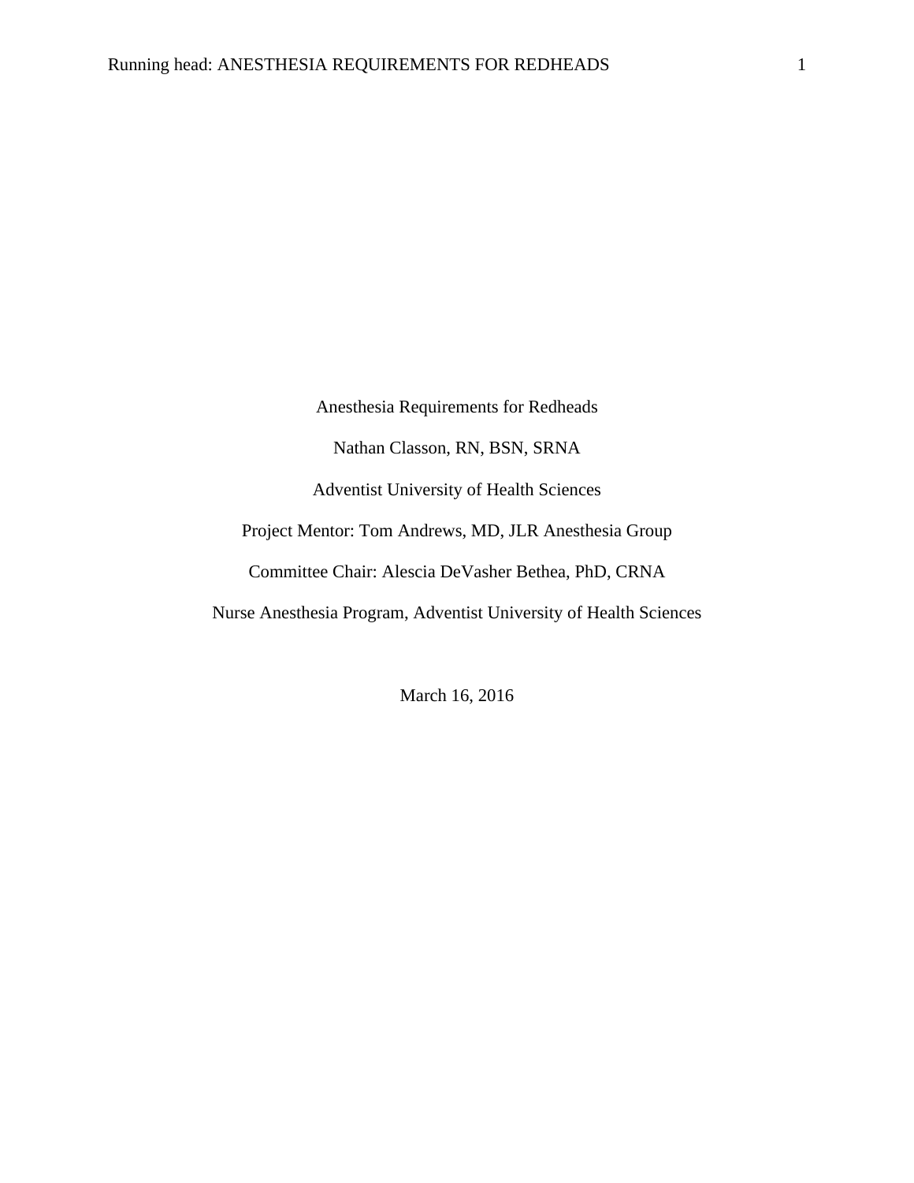Anesthesia Requirements for Redheads

Nathan Classon, RN, BSN, SRNA

Adventist University of Health Sciences

Project Mentor: Tom Andrews, MD, JLR Anesthesia Group

Committee Chair: Alescia DeVasher Bethea, PhD, CRNA

Nurse Anesthesia Program, Adventist University of Health Sciences

March 16, 2016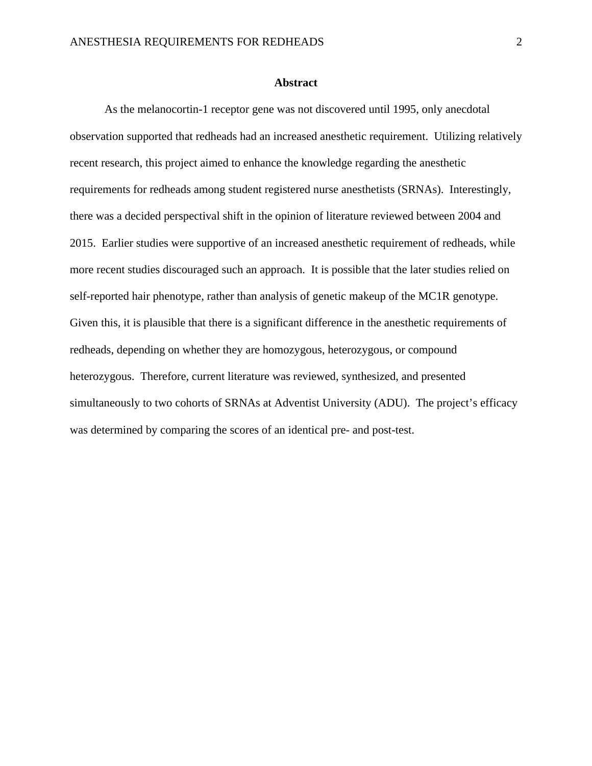## Abstract

As the melanocortin-1 receptor gene was not discovered until 1995, only anecdotal observation supported that redheads had an increased anesthetic requirement. Utilizing relatively recent research, this project aimed to enhance the knowledge regarding the anesthetic requirements for redheads among student registered nurse anesthetists (SRNAs). Interestingly, there was a decided perspectival shift in the opinion of literature reviewed between 2004 and 2015. Earlier studies were supportive of an increased anesthetic requirement of redheads, while more recent studies discouraged such an approach. It is possible that the later studies relied on self-reported hair phenotype, rather than analysis of genetic makeup of the MC1R genotype. Given this, it is plausible that there is a significant difference in the anesthetic requirements of redheads, depending on whether they are homozygous, heterozygous, or compound heterozygous. Therefore, current literature was reviewed, synthesized, and presented simultaneously to two cohorts of SRNAs at Adventist University (ADU). The project's efficacy was determined by comparing the scores of an identical pre- and post-test.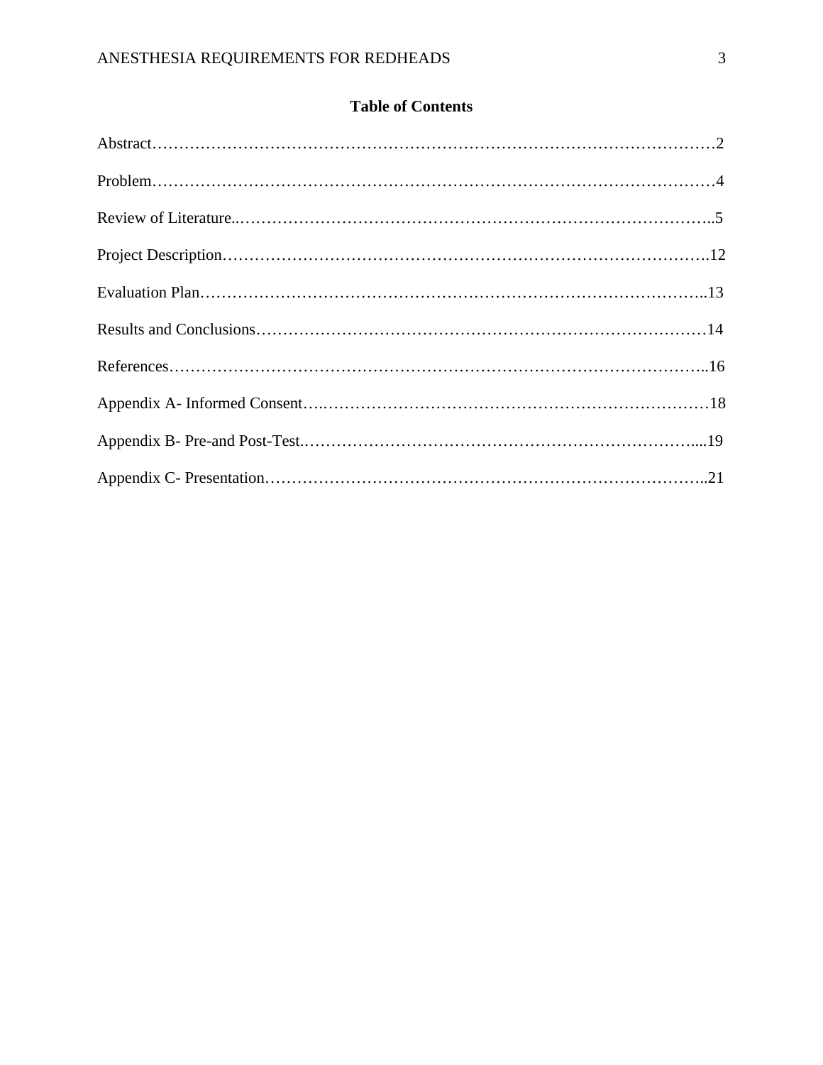## Table of Contents

Abstract…………………………………………………………………………………………2

Problem…………………………………………………………………………………………4

Review of Literature..……………………………………………………………………………..5

Project Description……………………………………………………………………………….12

Evaluation Plan…………………………………………………………………………………..13

Results and Conclusions…………………………………………………………………………14

References………………………………………………………………………………………..16

Appendix A- Informed Consent….………………………………………………………………18

Appendix B- Pre-and Post-Test.…………………………………………………………………...19

Appendix C- Presentation………………………………………………………………………..21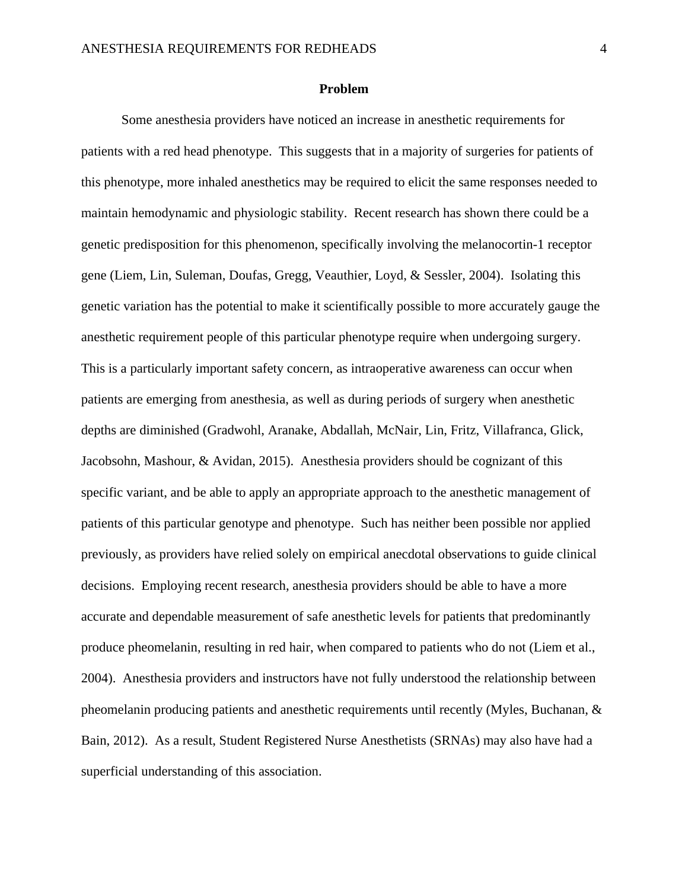## Problem

Some anesthesia providers have noticed an increase in anesthetic requirements for patients with a red head phenotype. This suggests that in a majority of surgeries for patients of this phenotype, more inhaled anesthetics may be required to elicit the same responses needed to maintain hemodynamic and physiologic stability. Recent research has shown there could be a genetic predisposition for this phenomenon, specifically involving the melanocortin-1 receptor gene (Liem, Lin, Suleman, Doufas, Gregg, Veauthier, Loyd, & Sessler, 2004). Isolating this genetic variation has the potential to make it scientifically possible to more accurately gauge the anesthetic requirement people of this particular phenotype require when undergoing surgery. This is a particularly important safety concern, as intraoperative awareness can occur when patients are emerging from anesthesia, as well as during periods of surgery when anesthetic depths are diminished (Gradwohl, Aranake, Abdallah, McNair, Lin, Fritz, Villafranca, Glick, Jacobsohn, Mashour, & Avidan, 2015). Anesthesia providers should be cognizant of this specific variant, and be able to apply an appropriate approach to the anesthetic management of patients of this particular genotype and phenotype. Such has neither been possible nor applied previously, as providers have relied solely on empirical anecdotal observations to guide clinical decisions. Employing recent research, anesthesia providers should be able to have a more accurate and dependable measurement of safe anesthetic levels for patients that predominantly produce pheomelanin, resulting in red hair, when compared to patients who do not (Liem et al., 2004). Anesthesia providers and instructors have not fully understood the relationship between pheomelanin producing patients and anesthetic requirements until recently (Myles, Buchanan, & Bain, 2012). As a result, Student Registered Nurse Anesthetists (SRNAs) may also have had a superficial understanding of this association.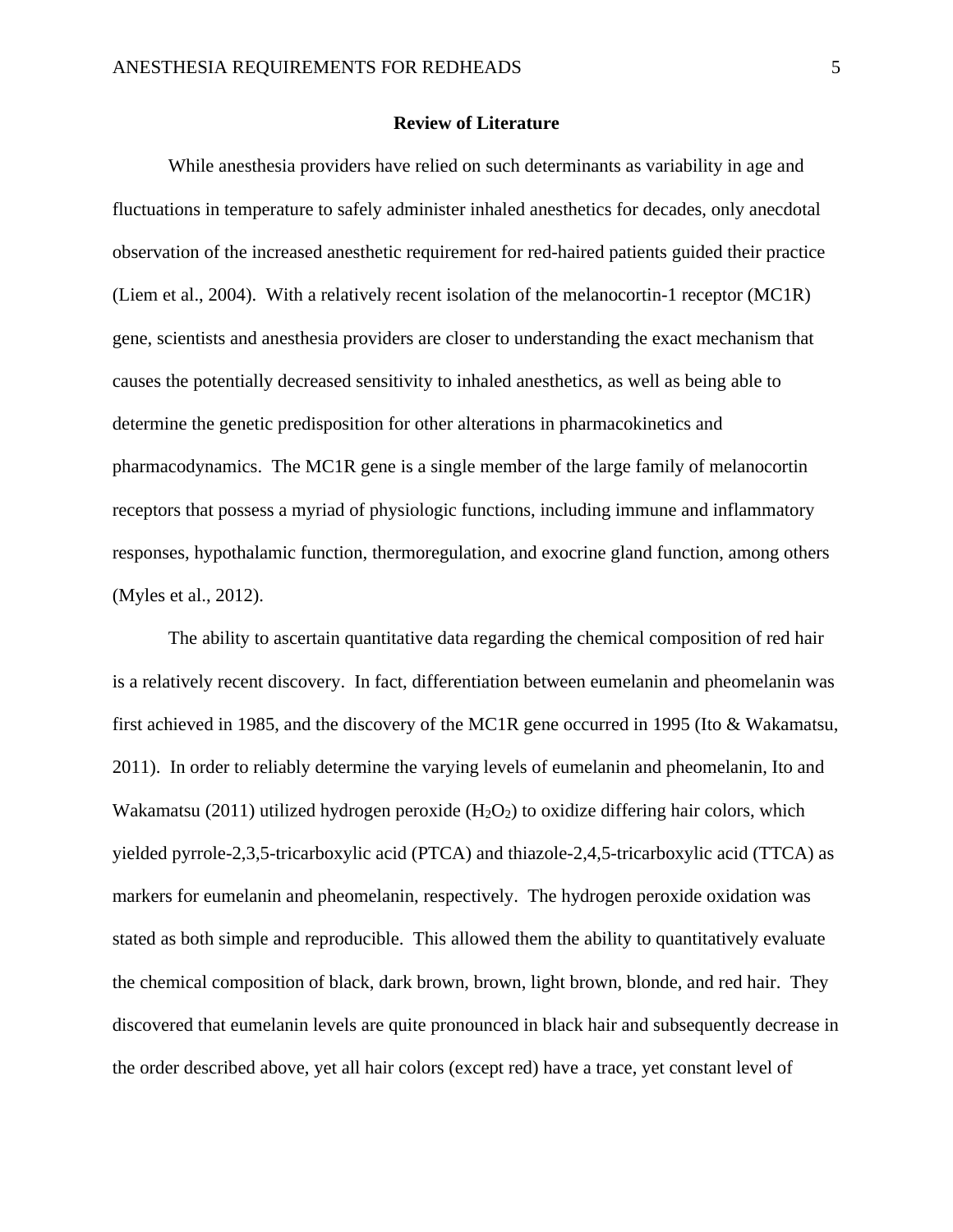## Review of Literature

While anesthesia providers have relied on such determinants as variability in age and fluctuations in temperature to safely administer inhaled anesthetics for decades, only anecdotal observation of the increased anesthetic requirement for red-haired patients guided their practice (Liem et al., 2004). With a relatively recent isolation of the melanocortin-1 receptor (MC1R) gene, scientists and anesthesia providers are closer to understanding the exact mechanism that causes the potentially decreased sensitivity to inhaled anesthetics, as well as being able to determine the genetic predisposition for other alterations in pharmacokinetics and pharmacodynamics. The MC1R gene is a single member of the large family of melanocortin receptors that possess a myriad of physiologic functions, including immune and inflammatory responses, hypothalamic function, thermoregulation, and exocrine gland function, among others (Myles et al., 2012).

The ability to ascertain quantitative data regarding the chemical composition of red hair is a relatively recent discovery. In fact, differentiation between eumelanin and pheomelanin was first achieved in 1985, and the discovery of the MC1R gene occurred in 1995 (Ito & Wakamatsu, 2011). In order to reliably determine the varying levels of eumelanin and pheomelanin, Ito and Wakamatsu (2011) utilized hydrogen peroxide ($H_2O_2$) to oxidize differing hair colors, which yielded pyrrole-2,3,5-tricarboxylic acid (PTCA) and thiazole-2,4,5-tricarboxylic acid (TTCA) as markers for eumelanin and pheomelanin, respectively. The hydrogen peroxide oxidation was stated as both simple and reproducible. This allowed them the ability to quantitatively evaluate the chemical composition of black, dark brown, brown, light brown, blonde, and red hair. They discovered that eumelanin levels are quite pronounced in black hair and subsequently decrease in the order described above, yet all hair colors (except red) have a trace, yet constant level of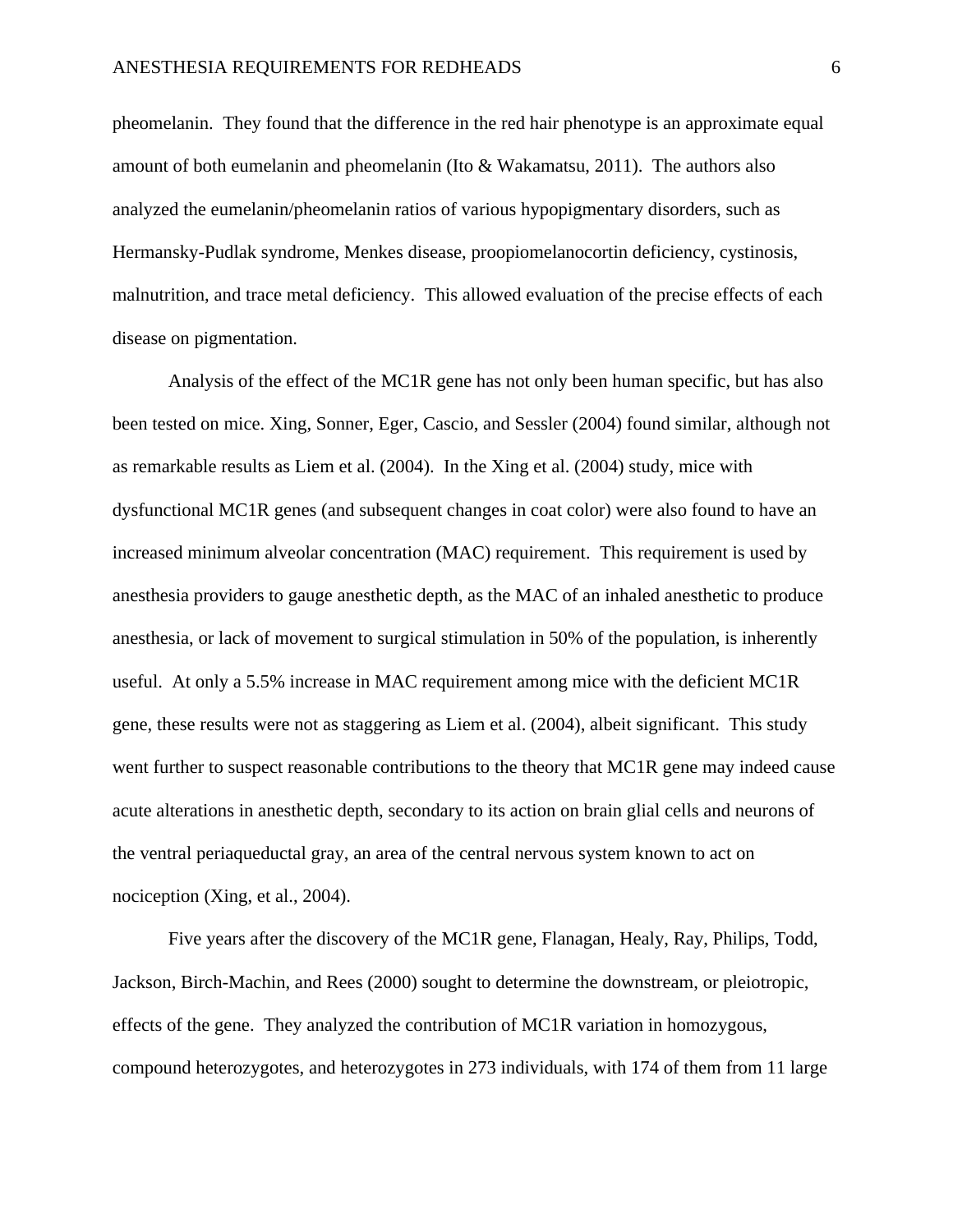pheomelanin. They found that the difference in the red hair phenotype is an approximate equal amount of both eumelanin and pheomelanin (Ito & Wakamatsu, 2011). The authors also analyzed the eumelanin/pheomelanin ratios of various hypopigmentary disorders, such as Hermansky-Pudlak syndrome, Menkes disease, proopiomelanocortin deficiency, cystinosis, malnutrition, and trace metal deficiency. This allowed evaluation of the precise effects of each disease on pigmentation.

Analysis of the effect of the MC1R gene has not only been human specific, but has also been tested on mice. Xing, Sonner, Eger, Cascio, and Sessler (2004) found similar, although not as remarkable results as Liem et al. (2004). In the Xing et al. (2004) study, mice with dysfunctional MC1R genes (and subsequent changes in coat color) were also found to have an increased minimum alveolar concentration (MAC) requirement. This requirement is used by anesthesia providers to gauge anesthetic depth, as the MAC of an inhaled anesthetic to produce anesthesia, or lack of movement to surgical stimulation in 50% of the population, is inherently useful. At only a 5.5% increase in MAC requirement among mice with the deficient MC1R gene, these results were not as staggering as Liem et al. (2004), albeit significant. This study went further to suspect reasonable contributions to the theory that MC1R gene may indeed cause acute alterations in anesthetic depth, secondary to its action on brain glial cells and neurons of the ventral periaqueductal gray, an area of the central nervous system known to act on nociception (Xing, et al., 2004).

Five years after the discovery of the MC1R gene, Flanagan, Healy, Ray, Philips, Todd, Jackson, Birch-Machin, and Rees (2000) sought to determine the downstream, or pleiotropic, effects of the gene. They analyzed the contribution of MC1R variation in homozygous, compound heterozygotes, and heterozygotes in 273 individuals, with 174 of them from 11 large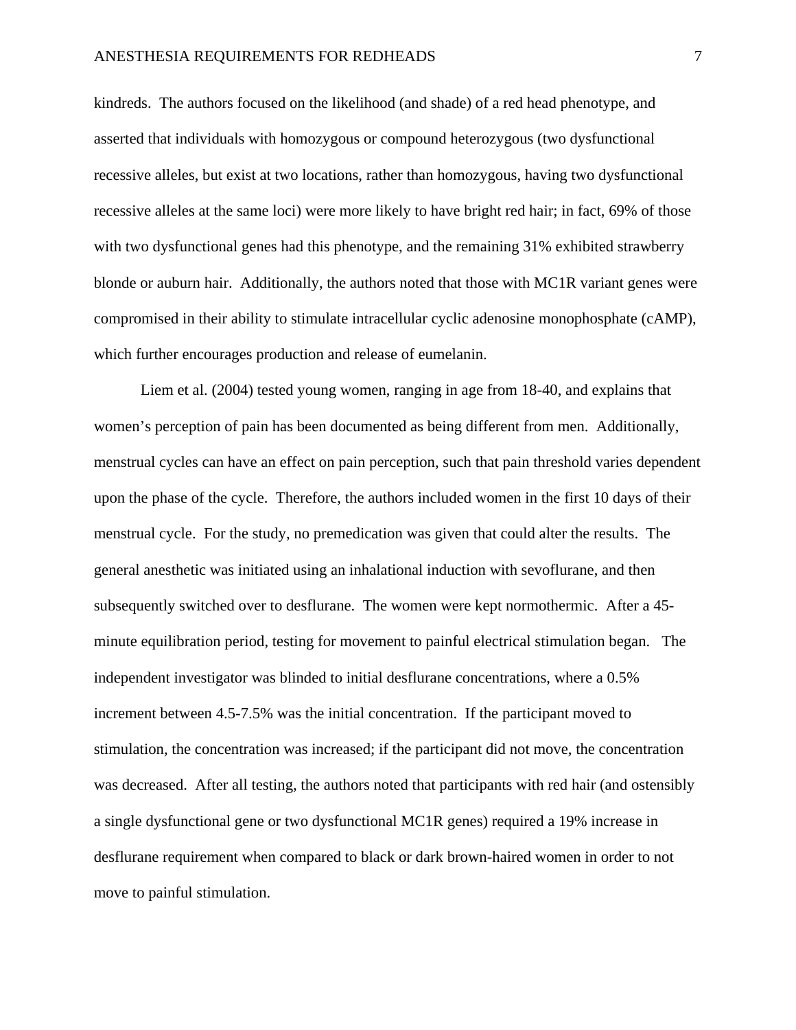kindreds. The authors focused on the likelihood (and shade) of a red head phenotype, and asserted that individuals with homozygous or compound heterozygous (two dysfunctional recessive alleles, but exist at two locations, rather than homozygous, having two dysfunctional recessive alleles at the same loci) were more likely to have bright red hair; in fact, 69% of those with two dysfunctional genes had this phenotype, and the remaining 31% exhibited strawberry blonde or auburn hair. Additionally, the authors noted that those with MC1R variant genes were compromised in their ability to stimulate intracellular cyclic adenosine monophosphate (cAMP), which further encourages production and release of eumelanin.

Liem et al. (2004) tested young women, ranging in age from 18-40, and explains that women's perception of pain has been documented as being different from men. Additionally, menstrual cycles can have an effect on pain perception, such that pain threshold varies dependent upon the phase of the cycle. Therefore, the authors included women in the first 10 days of their menstrual cycle. For the study, no premedication was given that could alter the results. The general anesthetic was initiated using an inhalational induction with sevoflurane, and then subsequently switched over to desflurane. The women were kept normothermic. After a 45-minute equilibration period, testing for movement to painful electrical stimulation began. The independent investigator was blinded to initial desflurane concentrations, where a 0.5% increment between 4.5-7.5% was the initial concentration. If the participant moved to stimulation, the concentration was increased; if the participant did not move, the concentration was decreased. After all testing, the authors noted that participants with red hair (and ostensibly a single dysfunctional gene or two dysfunctional MC1R genes) required a 19% increase in desflurane requirement when compared to black or dark brown-haired women in order to not move to painful stimulation.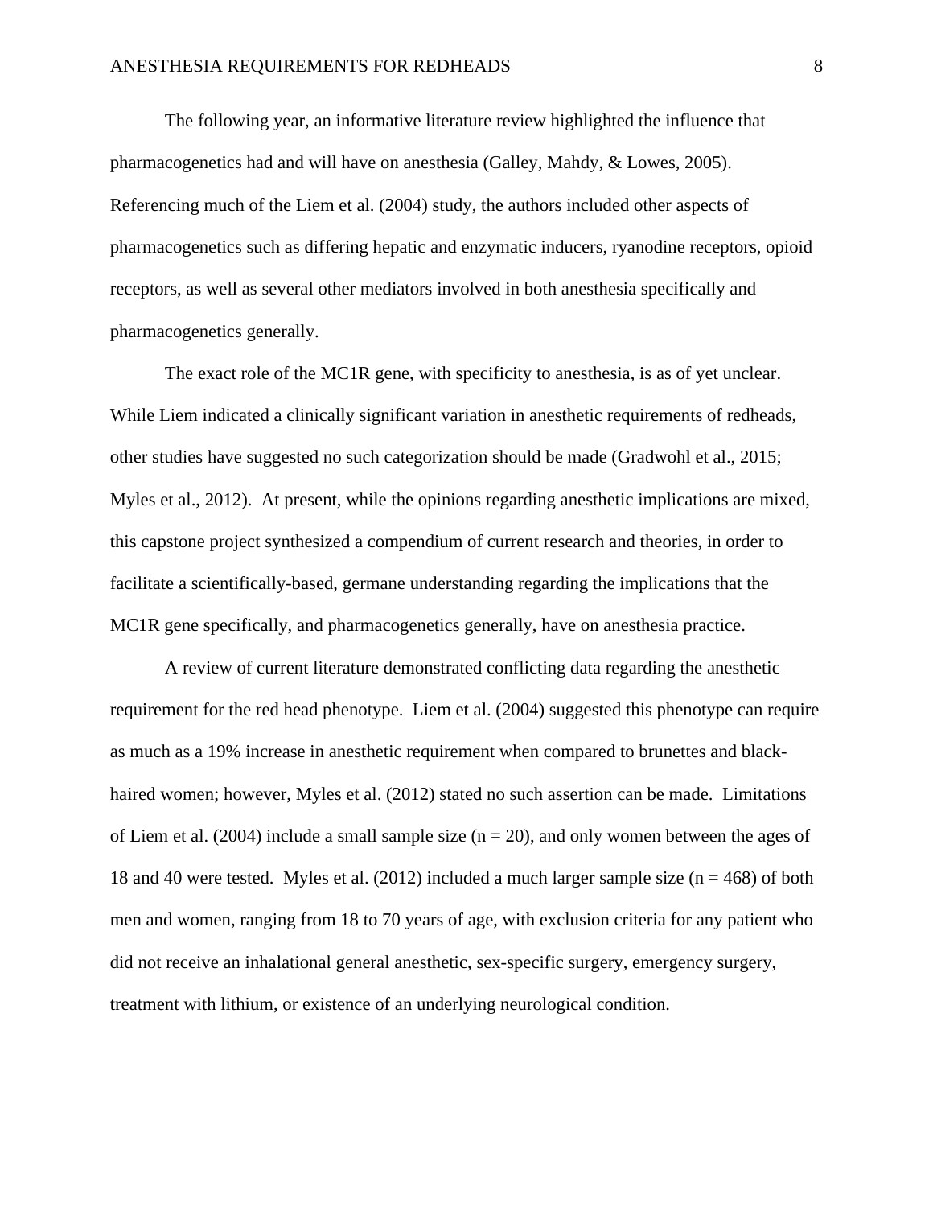The following year, an informative literature review highlighted the influence that pharmacogenetics had and will have on anesthesia (Galley, Mahdy, & Lowes, 2005). Referencing much of the Liem et al. (2004) study, the authors included other aspects of pharmacogenetics such as differing hepatic and enzymatic inducers, ryanodine receptors, opioid receptors, as well as several other mediators involved in both anesthesia specifically and pharmacogenetics generally.

The exact role of the MC1R gene, with specificity to anesthesia, is as of yet unclear. While Liem indicated a clinically significant variation in anesthetic requirements of redheads, other studies have suggested no such categorization should be made (Gradwohl et al., 2015; Myles et al., 2012). At present, while the opinions regarding anesthetic implications are mixed, this capstone project synthesized a compendium of current research and theories, in order to facilitate a scientifically-based, germane understanding regarding the implications that the MC1R gene specifically, and pharmacogenetics generally, have on anesthesia practice.

A review of current literature demonstrated conflicting data regarding the anesthetic requirement for the red head phenotype. Liem et al. (2004) suggested this phenotype can require as much as a 19% increase in anesthetic requirement when compared to brunettes and black-haired women; however, Myles et al. (2012) stated no such assertion can be made. Limitations of Liem et al. (2004) include a small sample size (n = 20), and only women between the ages of 18 and 40 were tested. Myles et al. (2012) included a much larger sample size (n = 468) of both men and women, ranging from 18 to 70 years of age, with exclusion criteria for any patient who did not receive an inhalational general anesthetic, sex-specific surgery, emergency surgery, treatment with lithium, or existence of an underlying neurological condition.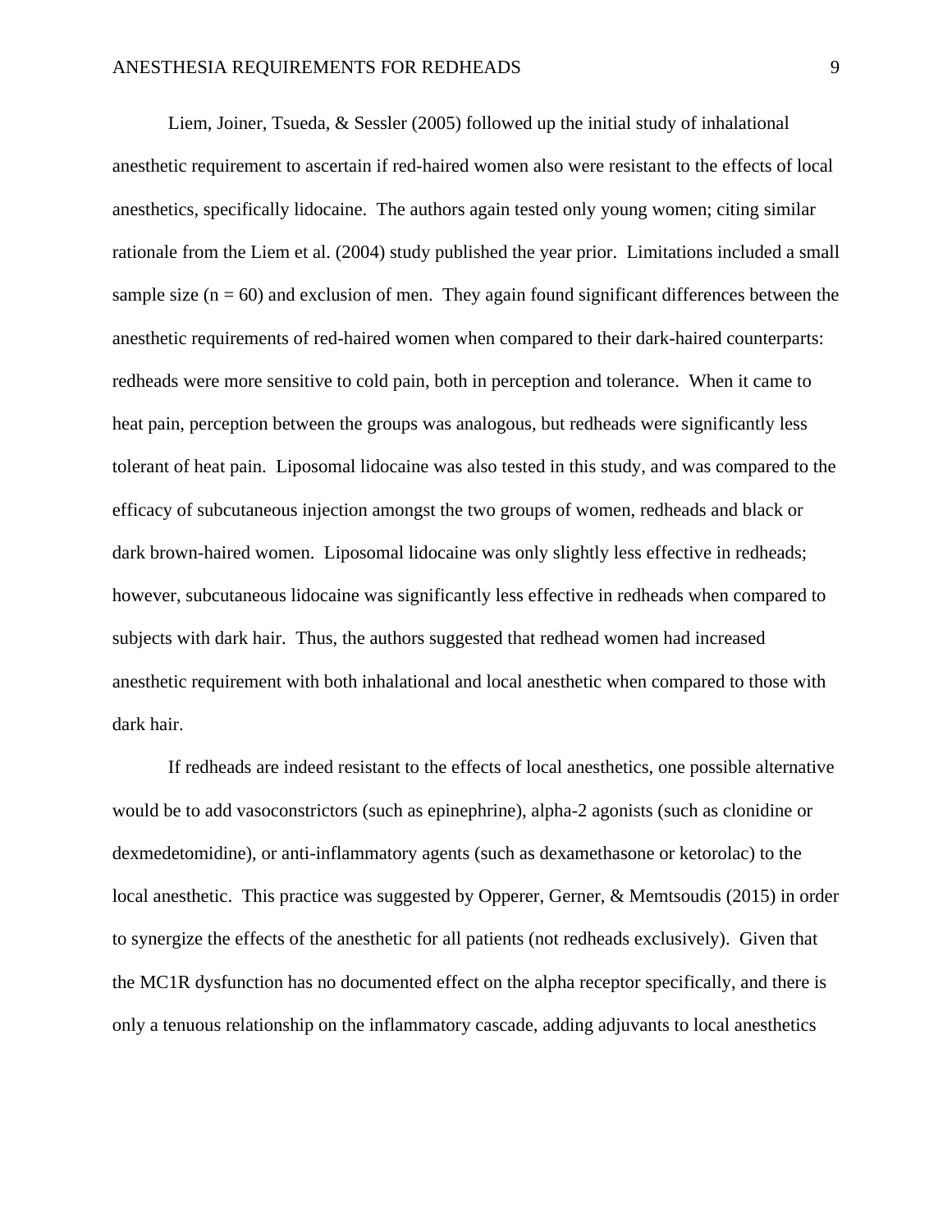Liem, Joiner, Tsueda, & Sessler (2005) followed up the initial study of inhalational anesthetic requirement to ascertain if red-haired women also were resistant to the effects of local anesthetics, specifically lidocaine. The authors again tested only young women; citing similar rationale from the Liem et al. (2004) study published the year prior. Limitations included a small sample size (n = 60) and exclusion of men. They again found significant differences between the anesthetic requirements of red-haired women when compared to their dark-haired counterparts: redheads were more sensitive to cold pain, both in perception and tolerance. When it came to heat pain, perception between the groups was analogous, but redheads were significantly less tolerant of heat pain. Liposomal lidocaine was also tested in this study, and was compared to the efficacy of subcutaneous injection amongst the two groups of women, redheads and black or dark brown-haired women. Liposomal lidocaine was only slightly less effective in redheads; however, subcutaneous lidocaine was significantly less effective in redheads when compared to subjects with dark hair. Thus, the authors suggested that redhead women had increased anesthetic requirement with both inhalational and local anesthetic when compared to those with dark hair.

If redheads are indeed resistant to the effects of local anesthetics, one possible alternative would be to add vasoconstrictors (such as epinephrine), alpha-2 agonists (such as clonidine or dexmedetomidine), or anti-inflammatory agents (such as dexamethasone or ketorolac) to the local anesthetic. This practice was suggested by Opperer, Gerner, & Memtsoudis (2015) in order to synergize the effects of the anesthetic for all patients (not redheads exclusively). Given that the MC1R dysfunction has no documented effect on the alpha receptor specifically, and there is only a tenuous relationship on the inflammatory cascade, adding adjuvants to local anesthetics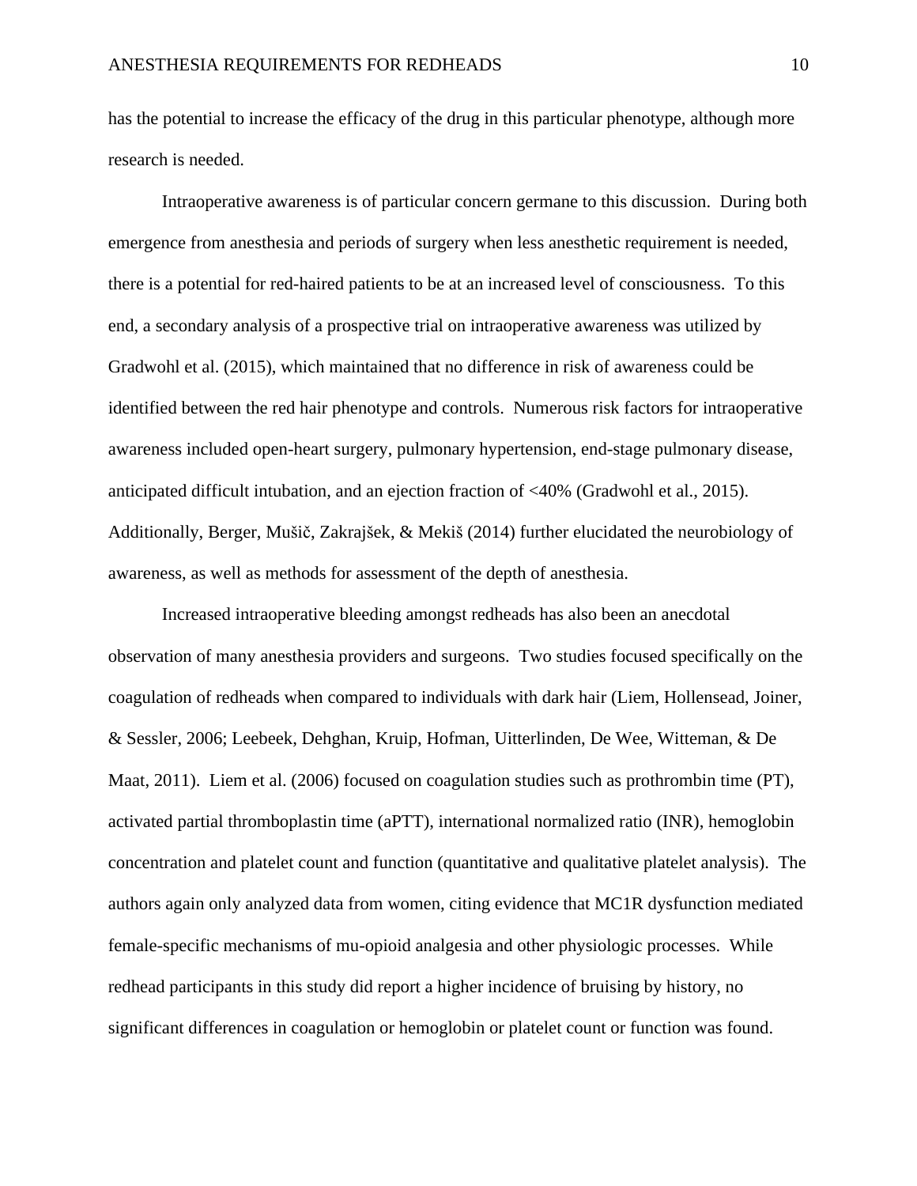has the potential to increase the efficacy of the drug in this particular phenotype, although more research is needed.

Intraoperative awareness is of particular concern germane to this discussion. During both emergence from anesthesia and periods of surgery when less anesthetic requirement is needed, there is a potential for red-haired patients to be at an increased level of consciousness. To this end, a secondary analysis of a prospective trial on intraoperative awareness was utilized by Gradwohl et al. (2015), which maintained that no difference in risk of awareness could be identified between the red hair phenotype and controls. Numerous risk factors for intraoperative awareness included open-heart surgery, pulmonary hypertension, end-stage pulmonary disease, anticipated difficult intubation, and an ejection fraction of <40% (Gradwohl et al., 2015). Additionally, Berger, Mušič, Zakrajšek, & Mekiš (2014) further elucidated the neurobiology of awareness, as well as methods for assessment of the depth of anesthesia.

Increased intraoperative bleeding amongst redheads has also been an anecdotal observation of many anesthesia providers and surgeons. Two studies focused specifically on the coagulation of redheads when compared to individuals with dark hair (Liem, Hollensead, Joiner, & Sessler, 2006; Leebeek, Dehghan, Kruip, Hofman, Uitterlinden, De Wee, Witteman, & De Maat, 2011). Liem et al. (2006) focused on coagulation studies such as prothrombin time (PT), activated partial thromboplastin time (aPTT), international normalized ratio (INR), hemoglobin concentration and platelet count and function (quantitative and qualitative platelet analysis). The authors again only analyzed data from women, citing evidence that MC1R dysfunction mediated female-specific mechanisms of mu-opioid analgesia and other physiologic processes. While redhead participants in this study did report a higher incidence of bruising by history, no significant differences in coagulation or hemoglobin or platelet count or function was found.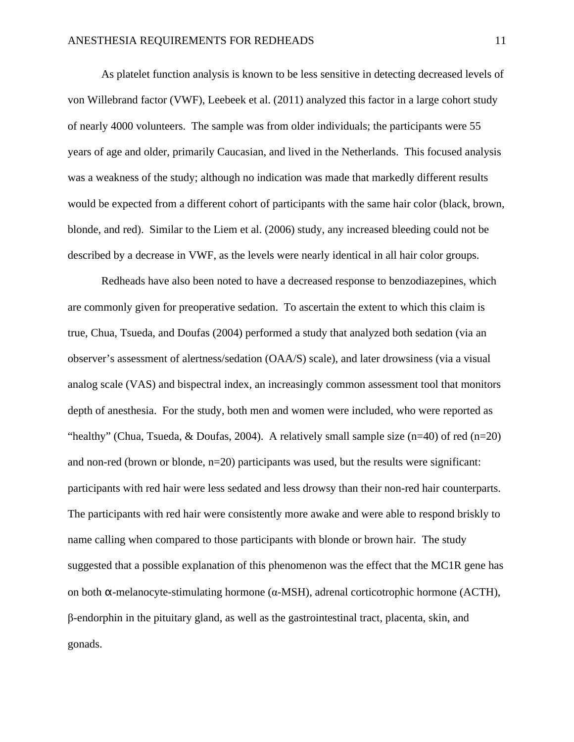As platelet function analysis is known to be less sensitive in detecting decreased levels of von Willebrand factor (VWF), Leebeek et al. (2011) analyzed this factor in a large cohort study of nearly 4000 volunteers. The sample was from older individuals; the participants were 55 years of age and older, primarily Caucasian, and lived in the Netherlands. This focused analysis was a weakness of the study; although no indication was made that markedly different results would be expected from a different cohort of participants with the same hair color (black, brown, blonde, and red). Similar to the Liem et al. (2006) study, any increased bleeding could not be described by a decrease in VWF, as the levels were nearly identical in all hair color groups.

Redheads have also been noted to have a decreased response to benzodiazepines, which are commonly given for preoperative sedation. To ascertain the extent to which this claim is true, Chua, Tsueda, and Doufas (2004) performed a study that analyzed both sedation (via an observer's assessment of alertness/sedation (OAA/S) scale), and later drowsiness (via a visual analog scale (VAS) and bispectral index, an increasingly common assessment tool that monitors depth of anesthesia. For the study, both men and women were included, who were reported as "healthy" (Chua, Tsueda, & Doufas, 2004). A relatively small sample size (n=40) of red (n=20) and non-red (brown or blonde, n=20) participants was used, but the results were significant: participants with red hair were less sedated and less drowsy than their non-red hair counterparts. The participants with red hair were consistently more awake and were able to respond briskly to name calling when compared to those participants with blonde or brown hair. The study suggested that a possible explanation of this phenomenon was the effect that the MC1R gene has on both α-melanocyte-stimulating hormone (α-MSH), adrenal corticotrophic hormone (ACTH), β-endorphin in the pituitary gland, as well as the gastrointestinal tract, placenta, skin, and gonads.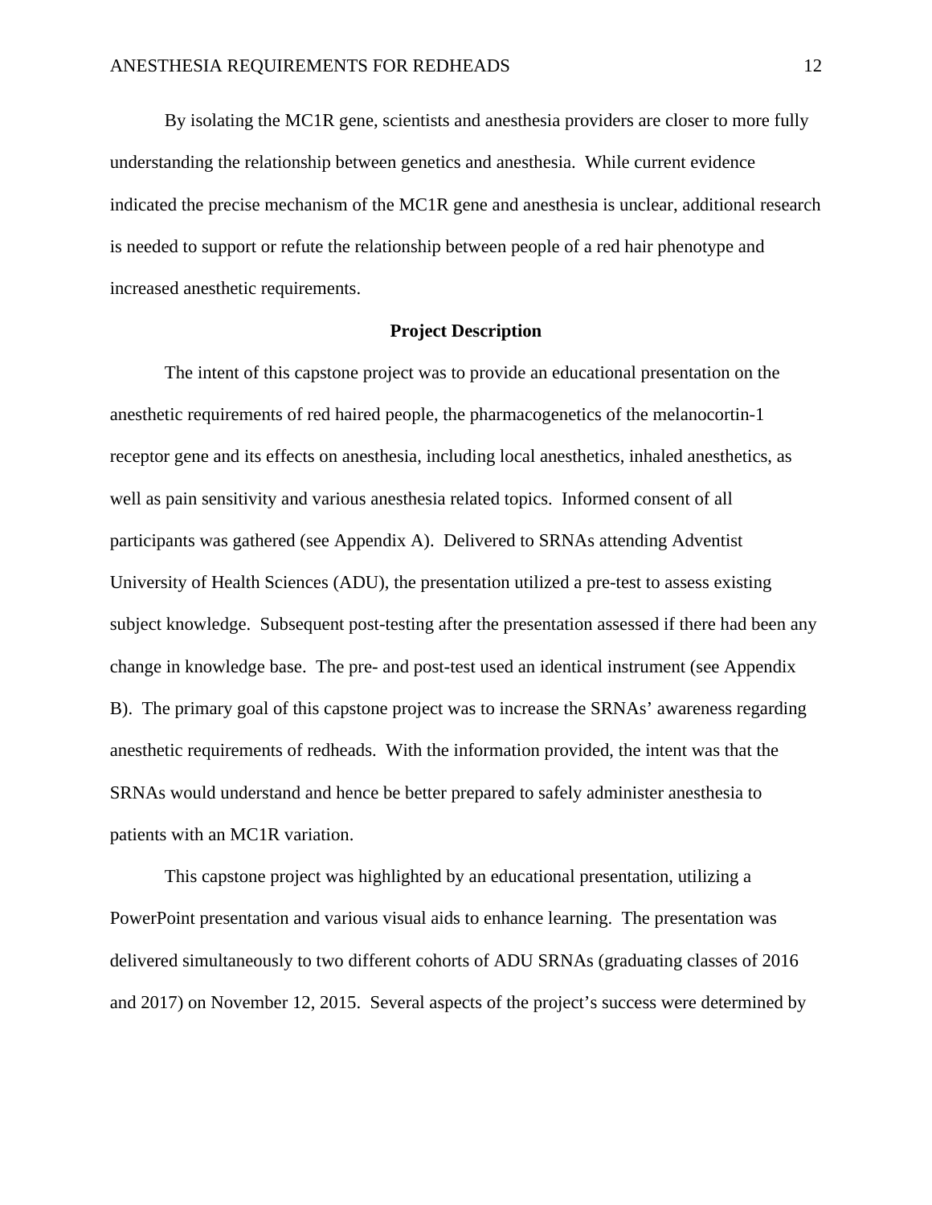By isolating the MC1R gene, scientists and anesthesia providers are closer to more fully understanding the relationship between genetics and anesthesia. While current evidence indicated the precise mechanism of the MC1R gene and anesthesia is unclear, additional research is needed to support or refute the relationship between people of a red hair phenotype and increased anesthetic requirements.

## Project Description

The intent of this capstone project was to provide an educational presentation on the anesthetic requirements of red haired people, the pharmacogenetics of the melanocortin-1 receptor gene and its effects on anesthesia, including local anesthetics, inhaled anesthetics, as well as pain sensitivity and various anesthesia related topics. Informed consent of all participants was gathered (see Appendix A). Delivered to SRNAs attending Adventist University of Health Sciences (ADU), the presentation utilized a pre-test to assess existing subject knowledge. Subsequent post-testing after the presentation assessed if there had been any change in knowledge base. The pre- and post-test used an identical instrument (see Appendix B). The primary goal of this capstone project was to increase the SRNAs' awareness regarding anesthetic requirements of redheads. With the information provided, the intent was that the SRNAs would understand and hence be better prepared to safely administer anesthesia to patients with an MC1R variation.

This capstone project was highlighted by an educational presentation, utilizing a PowerPoint presentation and various visual aids to enhance learning. The presentation was delivered simultaneously to two different cohorts of ADU SRNAs (graduating classes of 2016 and 2017) on November 12, 2015. Several aspects of the project's success were determined by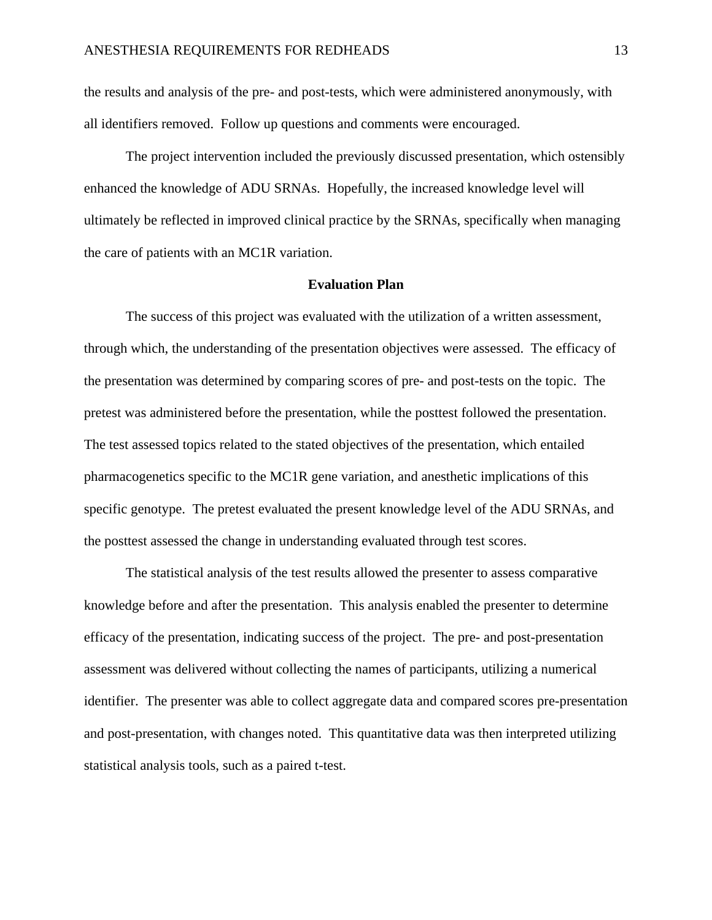the results and analysis of the pre- and post-tests, which were administered anonymously, with all identifiers removed.  Follow up questions and comments were encouraged.

The project intervention included the previously discussed presentation, which ostensibly enhanced the knowledge of ADU SRNAs.  Hopefully, the increased knowledge level will ultimately be reflected in improved clinical practice by the SRNAs, specifically when managing the care of patients with an MC1R variation.

## Evaluation Plan

The success of this project was evaluated with the utilization of a written assessment, through which, the understanding of the presentation objectives were assessed.  The efficacy of the presentation was determined by comparing scores of pre- and post-tests on the topic.  The pretest was administered before the presentation, while the posttest followed the presentation.  The test assessed topics related to the stated objectives of the presentation, which entailed pharmacogenetics specific to the MC1R gene variation, and anesthetic implications of this specific genotype.  The pretest evaluated the present knowledge level of the ADU SRNAs, and the posttest assessed the change in understanding evaluated through test scores.

The statistical analysis of the test results allowed the presenter to assess comparative knowledge before and after the presentation.  This analysis enabled the presenter to determine efficacy of the presentation, indicating success of the project.  The pre- and post-presentation assessment was delivered without collecting the names of participants, utilizing a numerical identifier.  The presenter was able to collect aggregate data and compared scores pre-presentation and post-presentation, with changes noted.  This quantitative data was then interpreted utilizing statistical analysis tools, such as a paired t-test.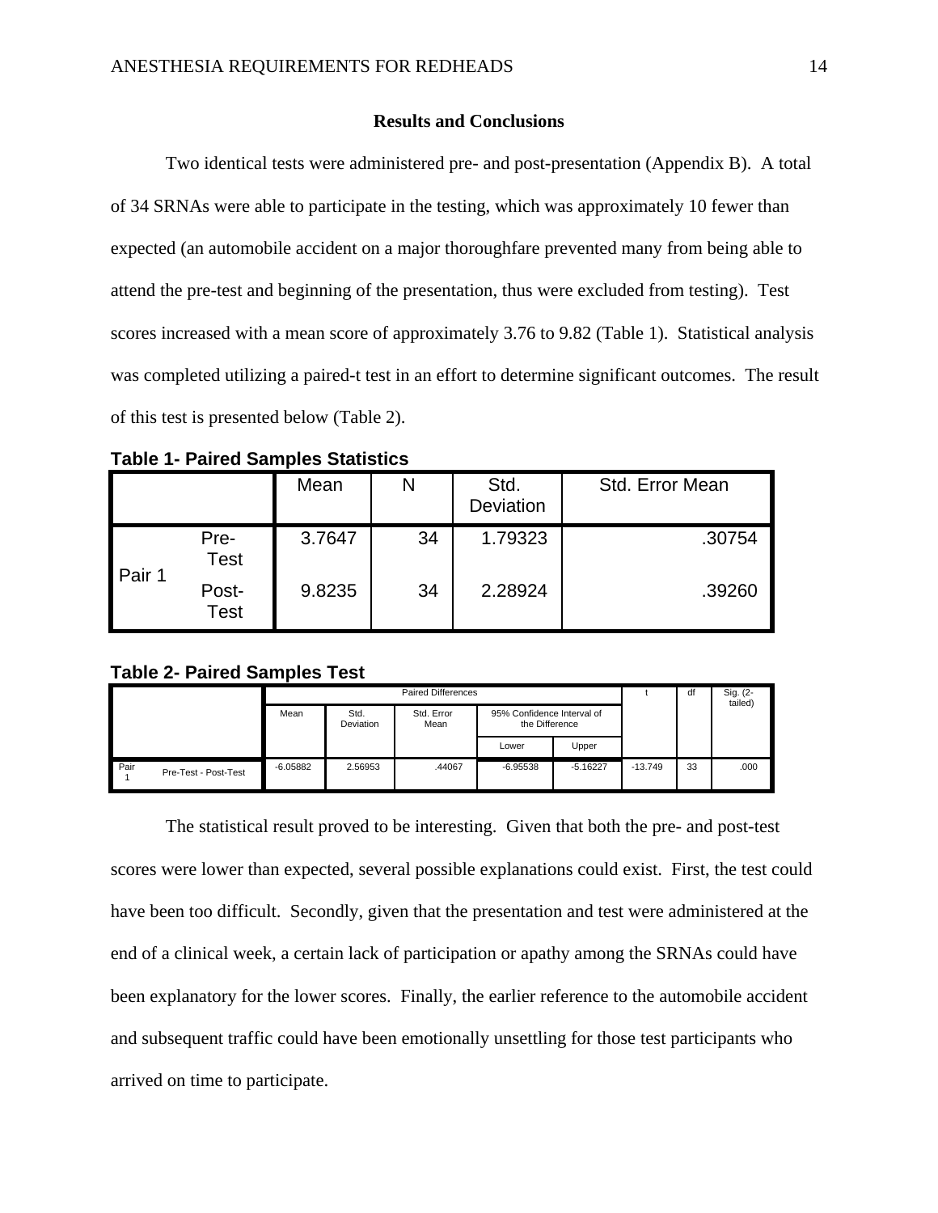## Results and Conclusions

Two identical tests were administered pre- and post-presentation (Appendix B). A total of 34 SRNAs were able to participate in the testing, which was approximately 10 fewer than expected (an automobile accident on a major thoroughfare prevented many from being able to attend the pre-test and beginning of the presentation, thus were excluded from testing). Test scores increased with a mean score of approximately 3.76 to 9.82 (Table 1). Statistical analysis was completed utilizing a paired-t test in an effort to determine significant outcomes. The result of this test is presented below (Table 2).

**Table 1- Paired Samples Statistics**

| | | Mean | N | Std. Deviation | Std. Error Mean |
|---|---|---|---|---|---|
| Pair 1 | Pre-Test | 3.7647 | 34 | 1.79323 | .30754 |
| | Post-Test | 9.8235 | 34 | 2.28924 | .39260 |

**Table 2- Paired Samples Test**

| | | Paired Differences | | | | | t | df | Sig. (2-tailed) |
|---|---|---|---|---|---|---|---|---|---|
| | | Mean | Std. Deviation | Std. Error Mean | 95% Confidence Interval of the Difference | | | | |
| | | | | | Lower | Upper | | | |
| Pair 1 | Pre-Test - Post-Test | -6.05882 | 2.56953 | .44067 | -6.95538 | -5.16227 | -13.749 | 33 | .000 |

The statistical result proved to be interesting. Given that both the pre- and post-test scores were lower than expected, several possible explanations could exist. First, the test could have been too difficult. Secondly, given that the presentation and test were administered at the end of a clinical week, a certain lack of participation or apathy among the SRNAs could have been explanatory for the lower scores. Finally, the earlier reference to the automobile accident and subsequent traffic could have been emotionally unsettling for those test participants who arrived on time to participate.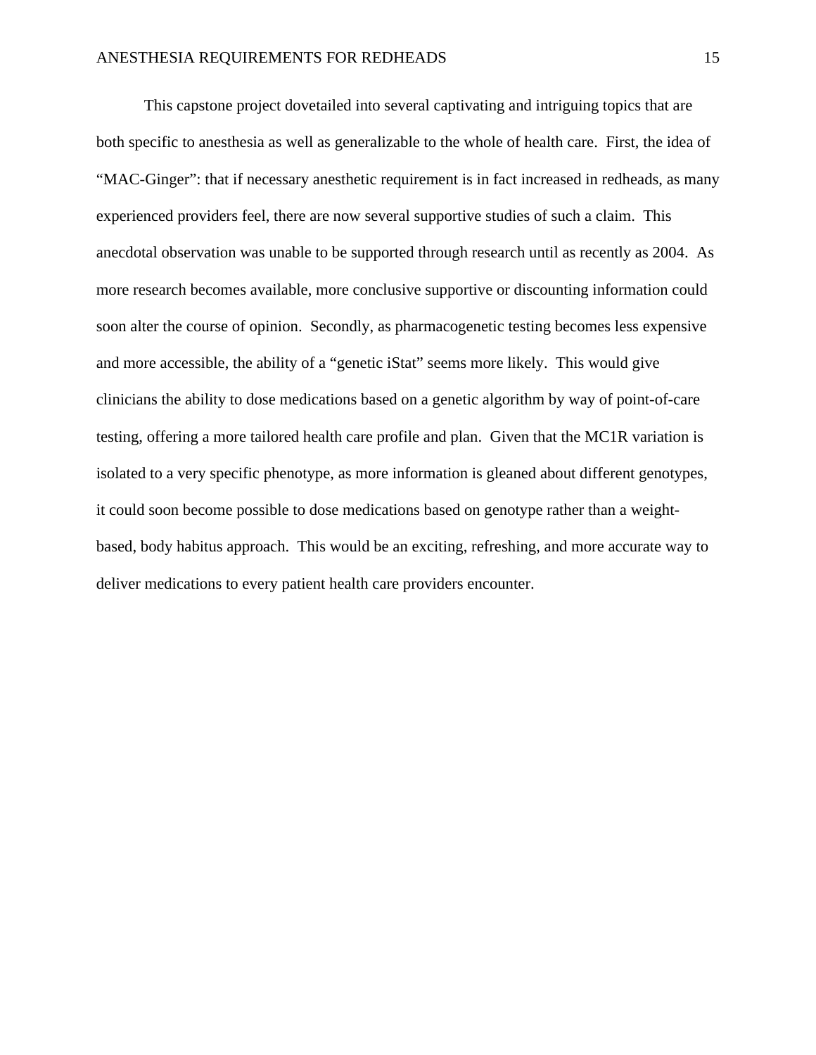This capstone project dovetailed into several captivating and intriguing topics that are both specific to anesthesia as well as generalizable to the whole of health care. First, the idea of "MAC-Ginger": that if necessary anesthetic requirement is in fact increased in redheads, as many experienced providers feel, there are now several supportive studies of such a claim. This anecdotal observation was unable to be supported through research until as recently as 2004. As more research becomes available, more conclusive supportive or discounting information could soon alter the course of opinion. Secondly, as pharmacogenetic testing becomes less expensive and more accessible, the ability of a "genetic iStat" seems more likely. This would give clinicians the ability to dose medications based on a genetic algorithm by way of point-of-care testing, offering a more tailored health care profile and plan. Given that the MC1R variation is isolated to a very specific phenotype, as more information is gleaned about different genotypes, it could soon become possible to dose medications based on genotype rather than a weight-based, body habitus approach. This would be an exciting, refreshing, and more accurate way to deliver medications to every patient health care providers encounter.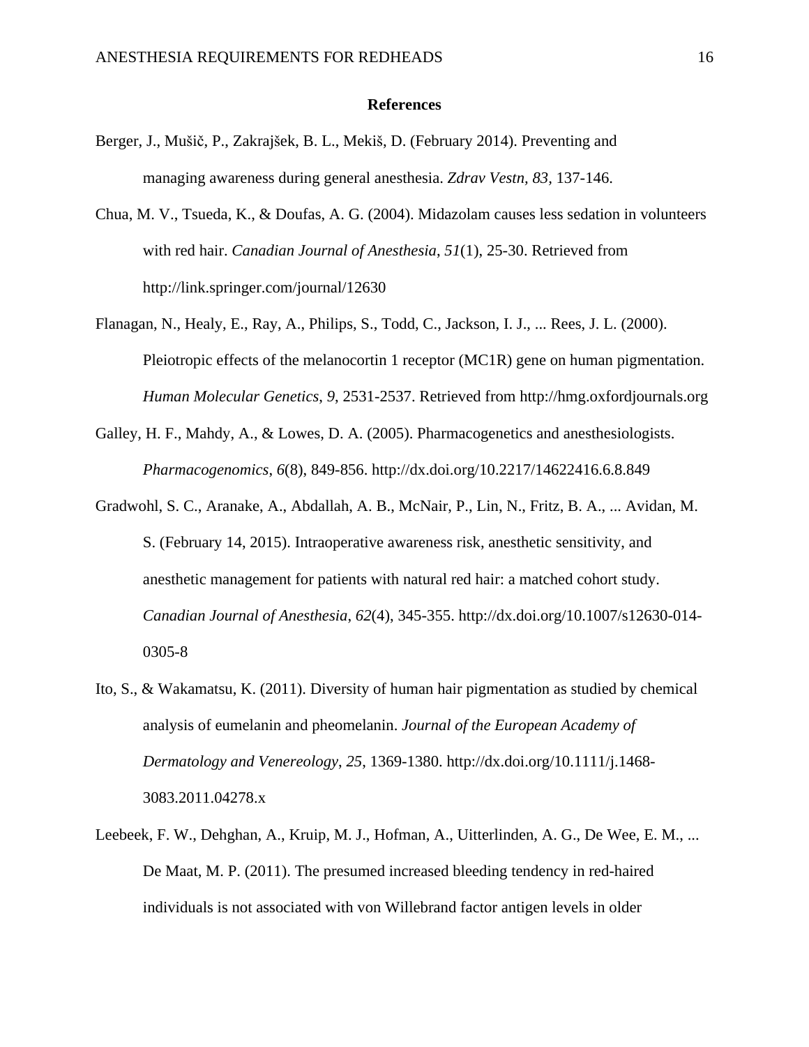**References**

Berger, J., Mušič, P., Zakrajšek, B. L., Mekiš, D. (February 2014). Preventing and managing awareness during general anesthesia. *Zdrav Vestn, 83*, 137-146.

Chua, M. V., Tsueda, K., & Doufas, A. G. (2004). Midazolam causes less sedation in volunteers with red hair. *Canadian Journal of Anesthesia*, *51*(1), 25-30. Retrieved from http://link.springer.com/journal/12630

Flanagan, N., Healy, E., Ray, A., Philips, S., Todd, C., Jackson, I. J., ... Rees, J. L. (2000). Pleiotropic effects of the melanocortin 1 receptor (MC1R) gene on human pigmentation. *Human Molecular Genetics*, *9*, 2531-2537. Retrieved from http://hmg.oxfordjournals.org

Galley, H. F., Mahdy, A., & Lowes, D. A. (2005). Pharmacogenetics and anesthesiologists. *Pharmacogenomics*, *6*(8), 849-856. http://dx.doi.org/10.2217/14622416.6.8.849

Gradwohl, S. C., Aranake, A., Abdallah, A. B., McNair, P., Lin, N., Fritz, B. A., ... Avidan, M. S. (February 14, 2015). Intraoperative awareness risk, anesthetic sensitivity, and anesthetic management for patients with natural red hair: a matched cohort study. *Canadian Journal of Anesthesia*, *62*(4), 345-355. http://dx.doi.org/10.1007/s12630-014-0305-8

Ito, S., & Wakamatsu, K. (2011). Diversity of human hair pigmentation as studied by chemical analysis of eumelanin and pheomelanin. *Journal of the European Academy of Dermatology and Venereology*, *25*, 1369-1380. http://dx.doi.org/10.1111/j.1468-3083.2011.04278.x

Leebeek, F. W., Dehghan, A., Kruip, M. J., Hofman, A., Uitterlinden, A. G., De Wee, E. M., ... De Maat, M. P. (2011). The presumed increased bleeding tendency in red-haired individuals is not associated with von Willebrand factor antigen levels in older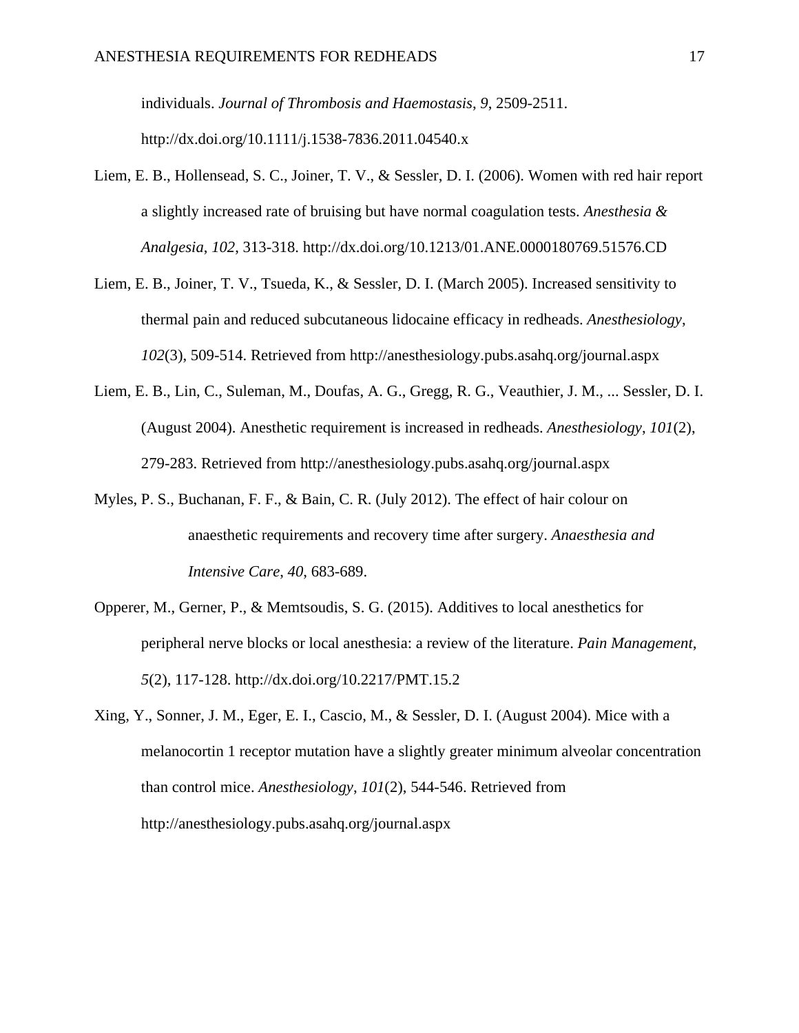individuals. *Journal of Thrombosis and Haemostasis*, *9*, 2509-2511. http://dx.doi.org/10.1111/j.1538-7836.2011.04540.x

Liem, E. B., Hollensead, S. C., Joiner, T. V., & Sessler, D. I. (2006). Women with red hair report a slightly increased rate of bruising but have normal coagulation tests. *Anesthesia & Analgesia*, *102*, 313-318. http://dx.doi.org/10.1213/01.ANE.0000180769.51576.CD

Liem, E. B., Joiner, T. V., Tsueda, K., & Sessler, D. I. (March 2005). Increased sensitivity to thermal pain and reduced subcutaneous lidocaine efficacy in redheads. *Anesthesiology*, *102*(3), 509-514. Retrieved from http://anesthesiology.pubs.asahq.org/journal.aspx

Liem, E. B., Lin, C., Suleman, M., Doufas, A. G., Gregg, R. G., Veauthier, J. M., ... Sessler, D. I. (August 2004). Anesthetic requirement is increased in redheads. *Anesthesiology*, *101*(2), 279-283. Retrieved from http://anesthesiology.pubs.asahq.org/journal.aspx

Myles, P. S., Buchanan, F. F., & Bain, C. R. (July 2012). The effect of hair colour on anaesthetic requirements and recovery time after surgery. *Anaesthesia and Intensive Care*, *40*, 683-689.

Opperer, M., Gerner, P., & Memtsoudis, S. G. (2015). Additives to local anesthetics for peripheral nerve blocks or local anesthesia: a review of the literature. *Pain Management*, *5*(2), 117-128. http://dx.doi.org/10.2217/PMT.15.2

Xing, Y., Sonner, J. M., Eger, E. I., Cascio, M., & Sessler, D. I. (August 2004). Mice with a melanocortin 1 receptor mutation have a slightly greater minimum alveolar concentration than control mice. *Anesthesiology*, *101*(2), 544-546. Retrieved from http://anesthesiology.pubs.asahq.org/journal.aspx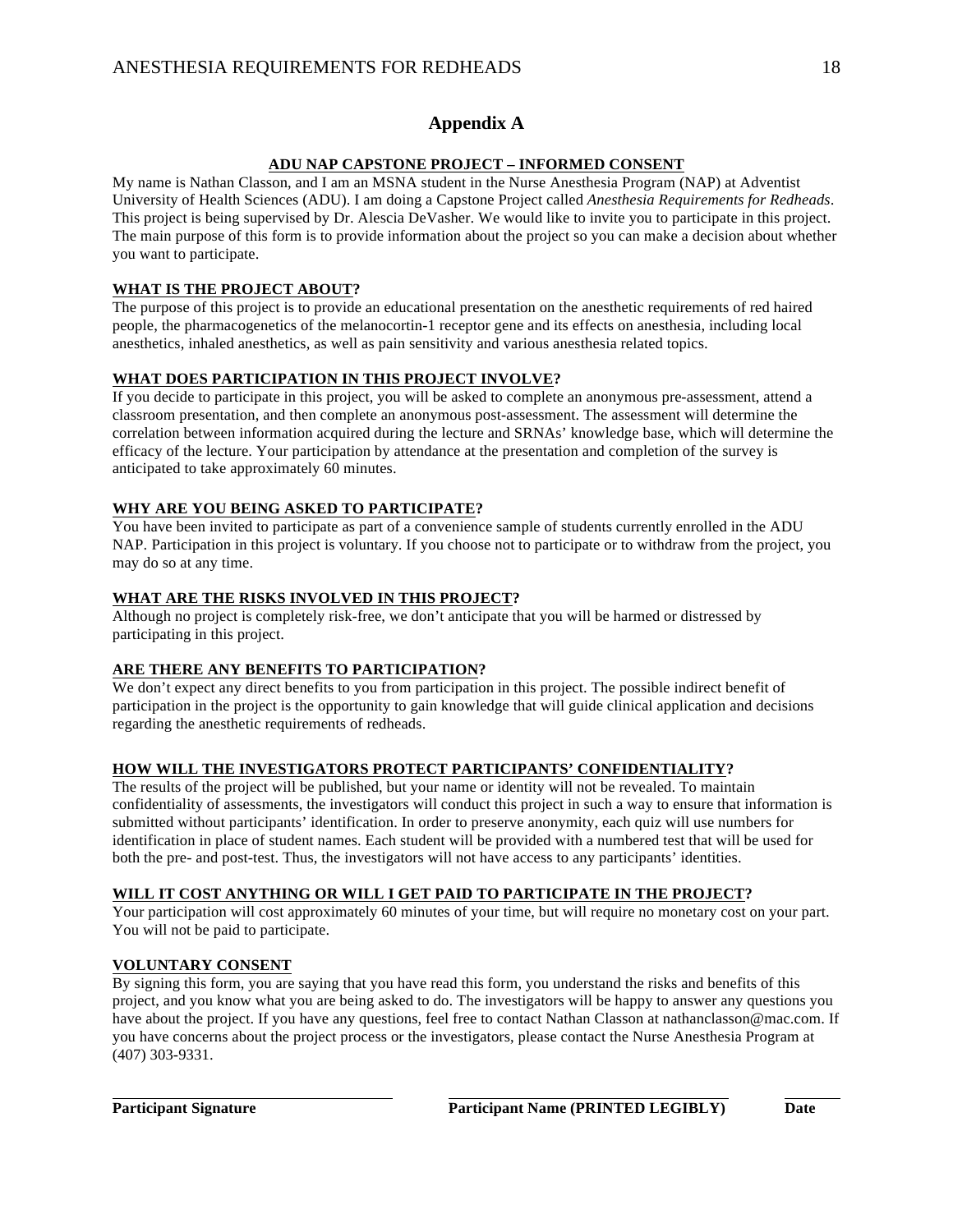# Appendix A

## ADU NAP CAPSTONE PROJECT – INFORMED CONSENT

My name is Nathan Classon, and I am an MSNA student in the Nurse Anesthesia Program (NAP) at Adventist University of Health Sciences (ADU). I am doing a Capstone Project called *Anesthesia Requirements for Redheads*. This project is being supervised by Dr. Alescia DeVasher. We would like to invite you to participate in this project. The main purpose of this form is to provide information about the project so you can make a decision about whether you want to participate.

**WHAT IS THE PROJECT ABOUT?**

The purpose of this project is to provide an educational presentation on the anesthetic requirements of red haired people, the pharmacogenetics of the melanocortin-1 receptor gene and its effects on anesthesia, including local anesthetics, inhaled anesthetics, as well as pain sensitivity and various anesthesia related topics.

**WHAT DOES PARTICIPATION IN THIS PROJECT INVOLVE?**

If you decide to participate in this project, you will be asked to complete an anonymous pre-assessment, attend a classroom presentation, and then complete an anonymous post-assessment. The assessment will determine the correlation between information acquired during the lecture and SRNAs' knowledge base, which will determine the efficacy of the lecture. Your participation by attendance at the presentation and completion of the survey is anticipated to take approximately 60 minutes.

**WHY ARE YOU BEING ASKED TO PARTICIPATE?**

You have been invited to participate as part of a convenience sample of students currently enrolled in the ADU NAP. Participation in this project is voluntary. If you choose not to participate or to withdraw from the project, you may do so at any time.

**WHAT ARE THE RISKS INVOLVED IN THIS PROJECT?**

Although no project is completely risk-free, we don't anticipate that you will be harmed or distressed by participating in this project.

**ARE THERE ANY BENEFITS TO PARTICIPATION?**

We don't expect any direct benefits to you from participation in this project. The possible indirect benefit of participation in the project is the opportunity to gain knowledge that will guide clinical application and decisions regarding the anesthetic requirements of redheads.

**HOW WILL THE INVESTIGATORS PROTECT PARTICIPANTS' CONFIDENTIALITY?**

The results of the project will be published, but your name or identity will not be revealed. To maintain confidentiality of assessments, the investigators will conduct this project in such a way to ensure that information is submitted without participants' identification. In order to preserve anonymity, each quiz will use numbers for identification in place of student names. Each student will be provided with a numbered test that will be used for both the pre- and post-test. Thus, the investigators will not have access to any participants' identities.

**WILL IT COST ANYTHING OR WILL I GET PAID TO PARTICIPATE IN THE PROJECT?**

Your participation will cost approximately 60 minutes of your time, but will require no monetary cost on your part. You will not be paid to participate.

**VOLUNTARY CONSENT**

By signing this form, you are saying that you have read this form, you understand the risks and benefits of this project, and you know what you are being asked to do. The investigators will be happy to answer any questions you have about the project. If you have any questions, feel free to contact Nathan Classon at nathanclasson@mac.com. If you have concerns about the project process or the investigators, please contact the Nurse Anesthesia Program at (407) 303-9331.

| ______________________ | ______________________ | ________ |
|---|---|---|
| **Participant Signature** | **Participant Name (PRINTED LEGIBLY)** | **Date** |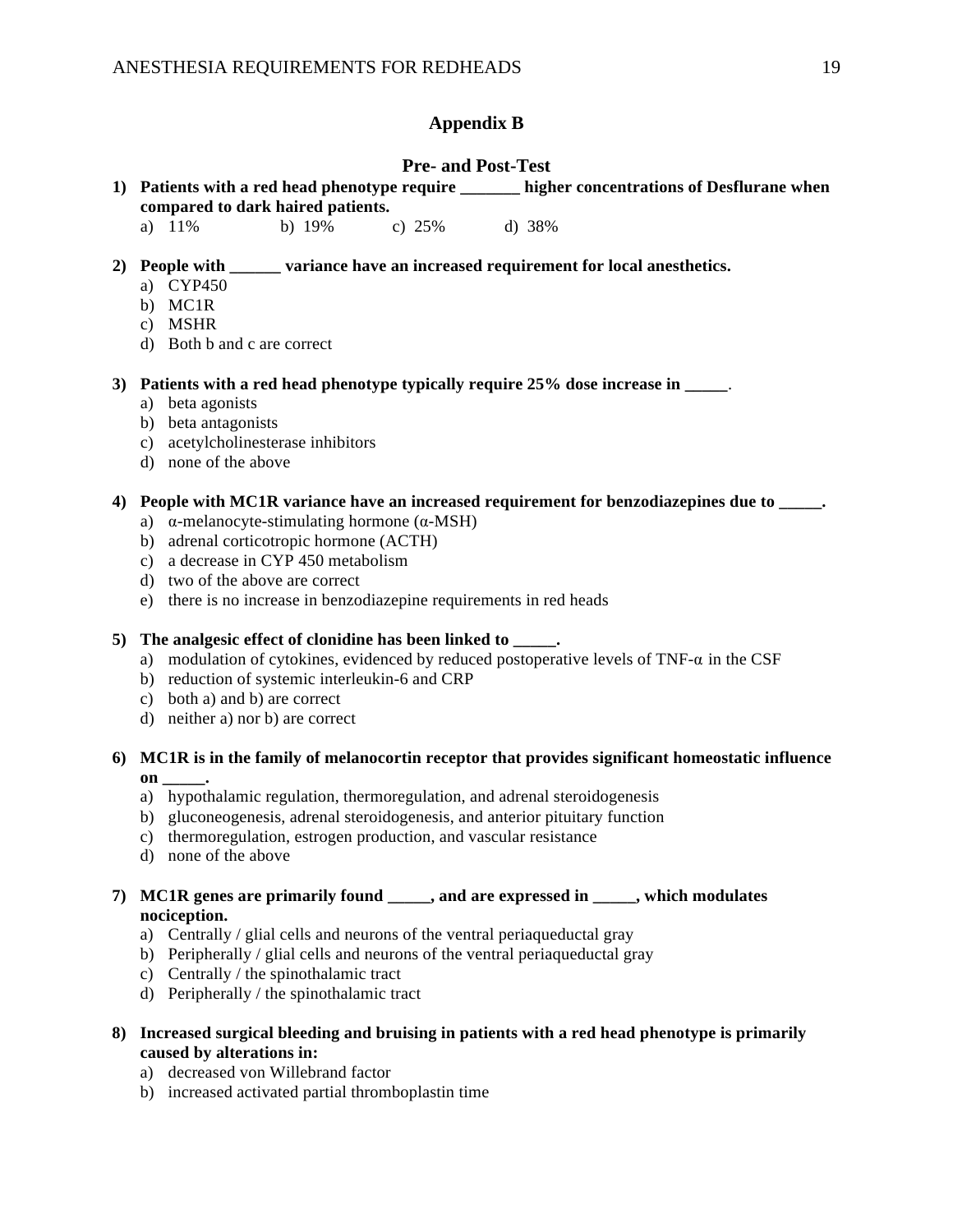## Appendix B

### Pre- and Post-Test

1) **Patients with a red head phenotype require _______ higher concentrations of Desflurane when compared to dark haired patients.**
   a) 11%   b) 19%   c) 25%   d) 38%

2) **People with ______ variance have an increased requirement for local anesthetics.**
   a) CYP450
   b) MC1R
   c) MSHR
   d) Both b and c are correct

3) **Patients with a red head phenotype typically require 25% dose increase in _____**.
   a) beta agonists
   b) beta antagonists
   c) acetylcholinesterase inhibitors
   d) none of the above

4) **People with MC1R variance have an increased requirement for benzodiazepines due to _____.**
   a) α-melanocyte-stimulating hormone (α-MSH)
   b) adrenal corticotropic hormone (ACTH)
   c) a decrease in CYP 450 metabolism
   d) two of the above are correct
   e) there is no increase in benzodiazepine requirements in red heads

5) **The analgesic effect of clonidine has been linked to _____.**
   a) modulation of cytokines, evidenced by reduced postoperative levels of TNF-α in the CSF
   b) reduction of systemic interleukin-6 and CRP
   c) both a) and b) are correct
   d) neither a) nor b) are correct

6) **MC1R is in the family of melanocortin receptor that provides significant homeostatic influence on _____.**
   a) hypothalamic regulation, thermoregulation, and adrenal steroidogenesis
   b) gluconeogenesis, adrenal steroidogenesis, and anterior pituitary function
   c) thermoregulation, estrogen production, and vascular resistance
   d) none of the above

7) **MC1R genes are primarily found _____, and are expressed in _____, which modulates nociception.**
   a) Centrally / glial cells and neurons of the ventral periaqueductal gray
   b) Peripherally / glial cells and neurons of the ventral periaqueductal gray
   c) Centrally / the spinothalamic tract
   d) Peripherally / the spinothalamic tract

8) **Increased surgical bleeding and bruising in patients with a red head phenotype is primarily caused by alterations in:**
   a) decreased von Willebrand factor
   b) increased activated partial thromboplastin time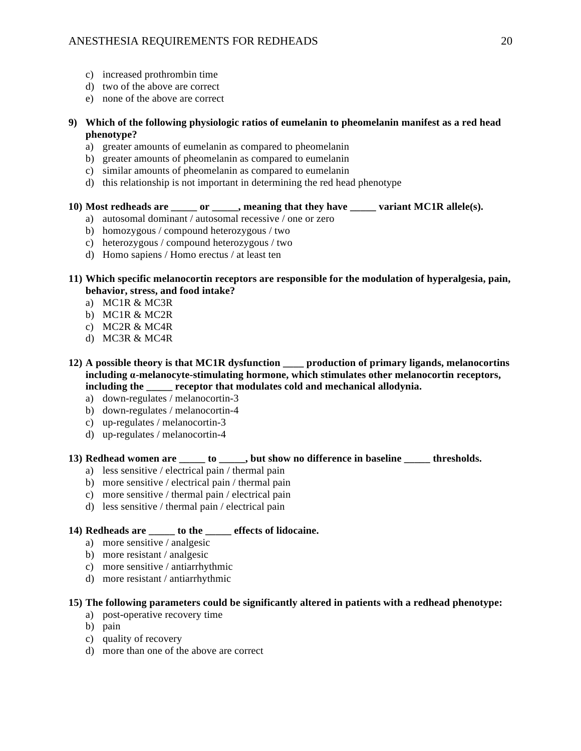c) increased prothrombin time
d) two of the above are correct
e) none of the above are correct

**9) Which of the following physiologic ratios of eumelanin to pheomelanin manifest as a red head phenotype?**

a) greater amounts of eumelanin as compared to pheomelanin
b) greater amounts of pheomelanin as compared to eumelanin
c) similar amounts of pheomelanin as compared to eumelanin
d) this relationship is not important in determining the red head phenotype

**10) Most redheads are _____ or _____, meaning that they have _____ variant MC1R allele(s).**

a) autosomal dominant / autosomal recessive / one or zero
b) homozygous / compound heterozygous / two
c) heterozygous / compound heterozygous / two
d) Homo sapiens / Homo erectus / at least ten

**11) Which specific melanocortin receptors are responsible for the modulation of hyperalgesia, pain, behavior, stress, and food intake?**

a) MC1R & MC3R
b) MC1R & MC2R
c) MC2R & MC4R
d) MC3R & MC4R

**12) A possible theory is that MC1R dysfunction ____ production of primary ligands, melanocortins including α-melanocyte-stimulating hormone, which stimulates other melanocortin receptors, including the _____ receptor that modulates cold and mechanical allodynia.**

a) down-regulates / melanocortin-3
b) down-regulates / melanocortin-4
c) up-regulates / melanocortin-3
d) up-regulates / melanocortin-4

**13) Redhead women are _____ to _____, but show no difference in baseline _____ thresholds.**

a) less sensitive / electrical pain / thermal pain
b) more sensitive / electrical pain / thermal pain
c) more sensitive / thermal pain / electrical pain
d) less sensitive / thermal pain / electrical pain

**14) Redheads are _____ to the _____ effects of lidocaine.**

a) more sensitive / analgesic
b) more resistant / analgesic
c) more sensitive / antiarrhythmic
d) more resistant / antiarrhythmic

**15) The following parameters could be significantly altered in patients with a redhead phenotype:**

a) post-operative recovery time
b) pain
c) quality of recovery
d) more than one of the above are correct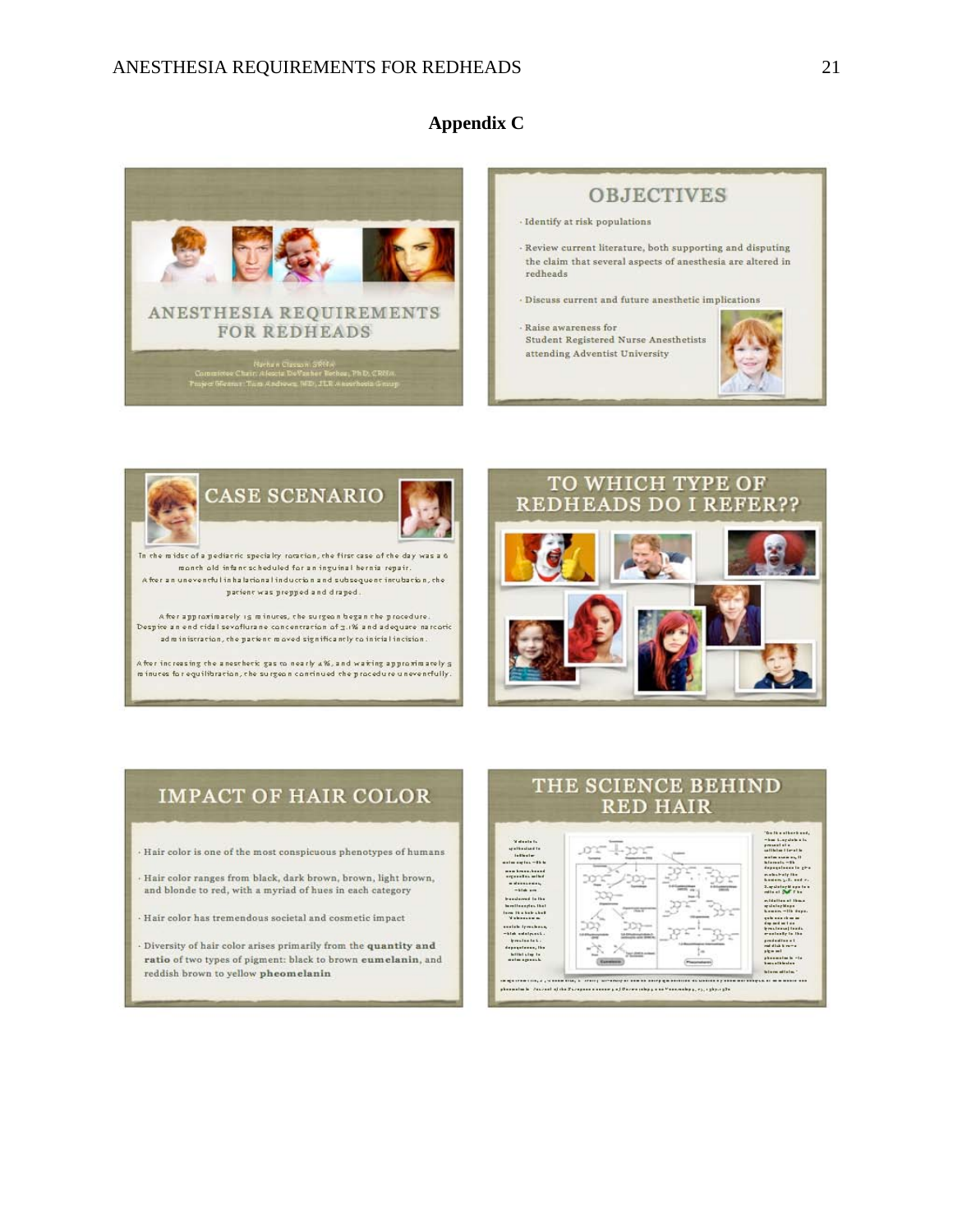# Appendix C

## ANESTHESIA REQUIREMENTS FOR REDHEADS

Nathan Classon SRNA
Committee Chair: Alessia DeVasher Bethea, PhD, CRNA
Project Mentor: Tom Andrews, MD, JLR Anesthesia Group

## OBJECTIVES

- Identify at risk populations
- Review current literature, both supporting and disputing the claim that several aspects of anesthesia are altered in redheads
- Discuss current and future anesthetic implications
- Raise awareness for Student Registered Nurse Anesthetists attending Adventist University

## CASE SCENARIO

In the midst of a pediatric specialty rotation, the first case of the day was a 6 month old infant scheduled for an inguinal hernia repair. After an uneventful inhalational induction and subsequent incubation, the patient was prepped and draped.

After approximately 15 minutes, the surgeon began the procedure. Despite an end tidal sevoflurane concentration of 3.1% and adequate narcotic administration, the patient moved significantly to initial incision.

After increasing the anesthetic gas to nearly 4%, and waiting approximately 5 minutes for equilibration, the surgeon continued the procedure uneventfully.

## TO WHICH TYPE OF REDHEADS DO I REFER??

## IMPACT OF HAIR COLOR

- Hair color is one of the most conspicuous phenotypes of humans
- Hair color ranges from black, dark brown, brown, light brown, and blonde to red, with a myriad of hues in each category
- Hair color has tremendous societal and cosmetic impact
- Diversity of hair color arises primarily from the **quantity and ratio** of two types of pigment: black to brown **eumelanin**, and reddish brown to yellow **pheomelanin**

## THE SCIENCE BEHIND RED HAIR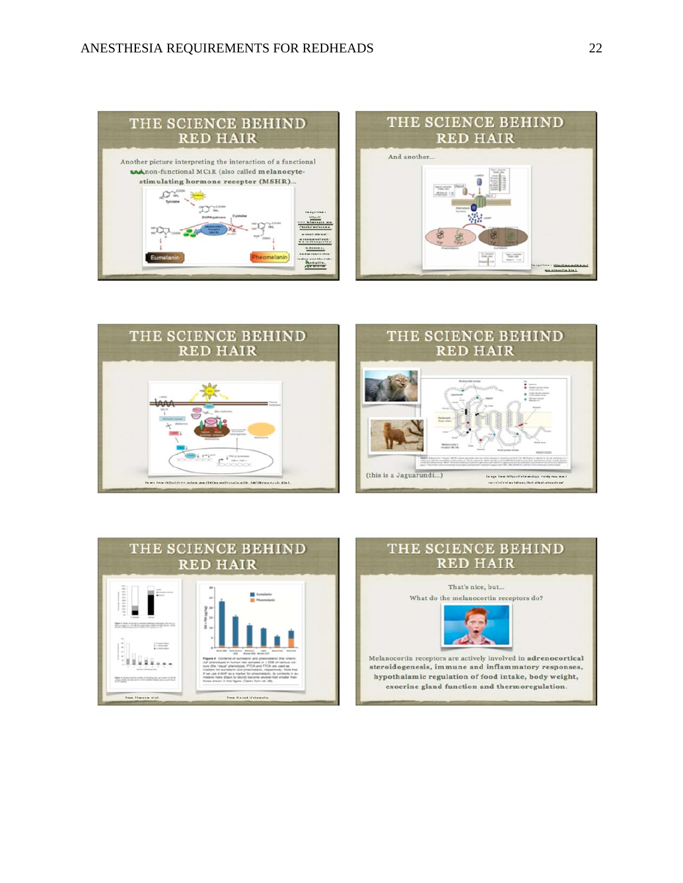## THE SCIENCE BEHIND RED HAIR

Another picture interpreting the interaction of a functional and non-functional MC1R (also called melanocyte-stimulating hormone receptor (MSHR))...

## THE SCIENCE BEHIND RED HAIR

And another...

## THE SCIENCE BEHIND RED HAIR

## THE SCIENCE BEHIND RED HAIR

(this is a Jaguarundi...)

## THE SCIENCE BEHIND RED HAIR

## THE SCIENCE BEHIND RED HAIR

That's nice, but...

What do the melanocortin receptors do?

Melanocortin receptors are actively involved in **adrenocortical steroidogenesis, immune and inflammatory responses, hypothalamic regulation of food intake, body weight, exocrine gland function and thermoregulation**.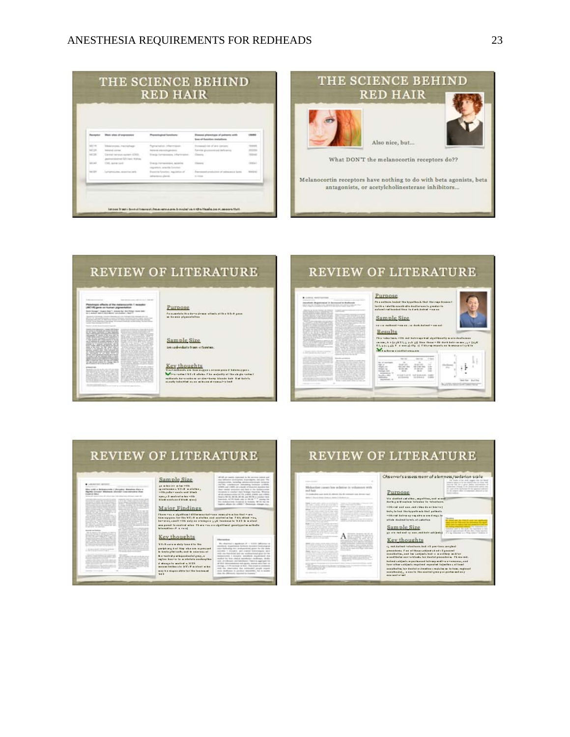## THE SCIENCE BEHIND RED HAIR

## THE SCIENCE BEHIND RED HAIR

Also nice, but...

What DON'T the melanocortin receptors do??

Melanocortin receptors have nothing to do with beta agonists, beta antagonists, or acetylcholinesterase inhibitors...

## REVIEW OF LITERATURE

Purpose

Sample Size

Key thoughts

## REVIEW OF LITERATURE

Purpose

Sample Size

Results

## REVIEW OF LITERATURE

Sample Size

Major Findings

Key thoughts

## REVIEW OF LITERATURE

Observer's assessment of alertness/sedation scale

Purpose

Sample Size

Key thoughts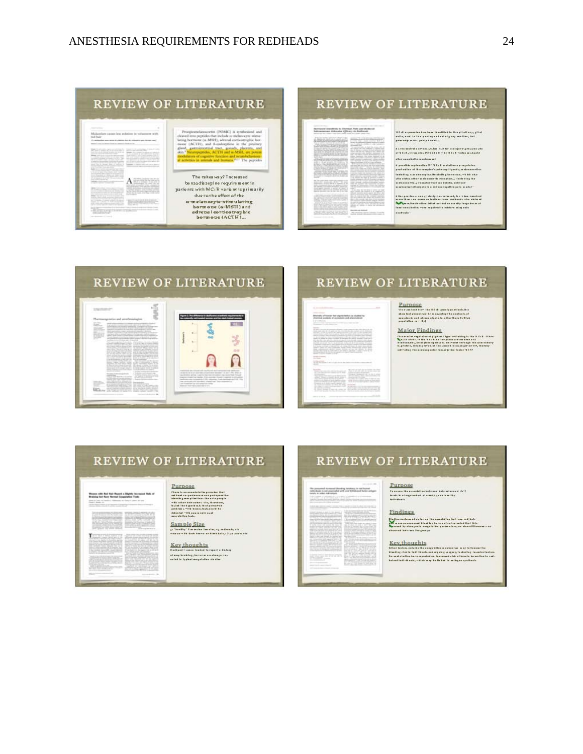## REVIEW OF LITERATURE

Proopiomelanocortin (POMC) is synthesized and cleaved into peptides that include α-melanocyte-stimulating hormone (α-MSH), adrenal corticotrophic hormone (ACTH), and β-endorphine in the pituitary gland, gastrointestinal tract, gonads, placenta, and skin. Neuropeptides, ACTH and α-MSH, are potent modulators of cognitive function and neurobehavioural activities in animals and humans. The peptides

The takeaway? Increased benzodiazepine requirement in patients with MC1R variants is primarily due to the effect of the α-melanocyte-stimulating hormone (α-MSH) and adrenal corticotrophic hormone (ACTH)...

## REVIEW OF LITERATURE

## REVIEW OF LITERATURE

## REVIEW OF LITERATURE

**Purpose**

**Major Findings**

## REVIEW OF LITERATURE

**Purpose**

**Sample Size**

**Key thoughts**

## REVIEW OF LITERATURE

**Purpose**

**Findings**

**Key thoughts**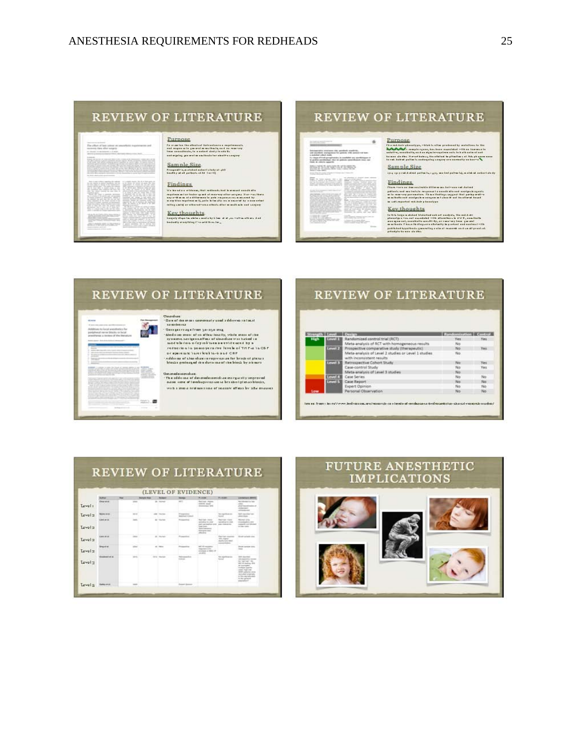## REVIEW OF LITERATURE

**Purpose**

To examine the clinical relevance of requirements and response to general anesthesia, and recovery from anesthesia, in a cohort study in adults undergoing general anesthesia for elective surgery

**Sample Size**

Prospective, matched cohort study of 468 healthy adult patients (ASA I or II)

**Findings**

We found no evidence that redheads had increased anesthetic requirements or ...

**Key thoughts**

Largely dispels ...

## REVIEW OF LITERATURE

**Purpose**

The red-hair phenotype, which is often produced by mutations in the MC1R gene ...

**Sample Size**

1,014 ... matched patients ... matched cohort study

**Findings**

There were no detectable differences between red-haired patients and ... in response to anesthetic and analgesic agents ...

**Key thoughts**

In this large matched historical cohort analysis, the red-hair phenotype was not associated with alterations in ...

## REVIEW OF LITERATURE

**Clonidine**

- One of the most commonly used additives to local anesthetics
- Dosages range from 30-300 mcg
- Mechanism of action ... while most of the systemic analgesic effect of clonidine was linked to ... a reduction in ... levels of TNF-a in CSF ... and CRP
- Addition of clonidine to ropivacaine for brachial plexus blocks prolonged the duration of the block by 2 hours

**Dexmedetomidine**

- The addition of dexmedetomidine significantly improved ... of levobupivacaine in brachial plexus blocks, with a ... sensory effects by 284 minutes

## REVIEW OF LITERATURE

| Strength | Level | Design | Randomization | Control |
|---|---|---|---|---|
| High | Level 1 | Randomized control trial (RCT) | Yes | Yes |
| | | Meta-analysis of RCT with homogeneous results | No | |
| | Level 2 | Prospective comparative study (therapeutic) | No | Yes |
| | | Meta-analysis of Level 2 studies or Level 1 studies with inconsistent results | No | |
| | Level 3 | Retrospective Cohort Study | No | Yes |
| | | Case-control Study | No | Yes |
| | | Meta-analysis of Level 3 studies | No | |
| | Level 4 | Case Series | No | No |
| | Level 5 | Case Report | No | No |
| | | Expert Opinion | No | No |
| Low | | Personal Observation | No | No |

Image from: http://www.bvdresources.org/research-...levels-of-evidence-...-clinical-research-studies/

## REVIEW OF LITERATURE (LEVEL OF EVIDENCE)

Level 1

Level 2

Level 2

Level 2

Level 2

Level 3

Level 5

## FUTURE ANESTHETIC IMPLICATIONS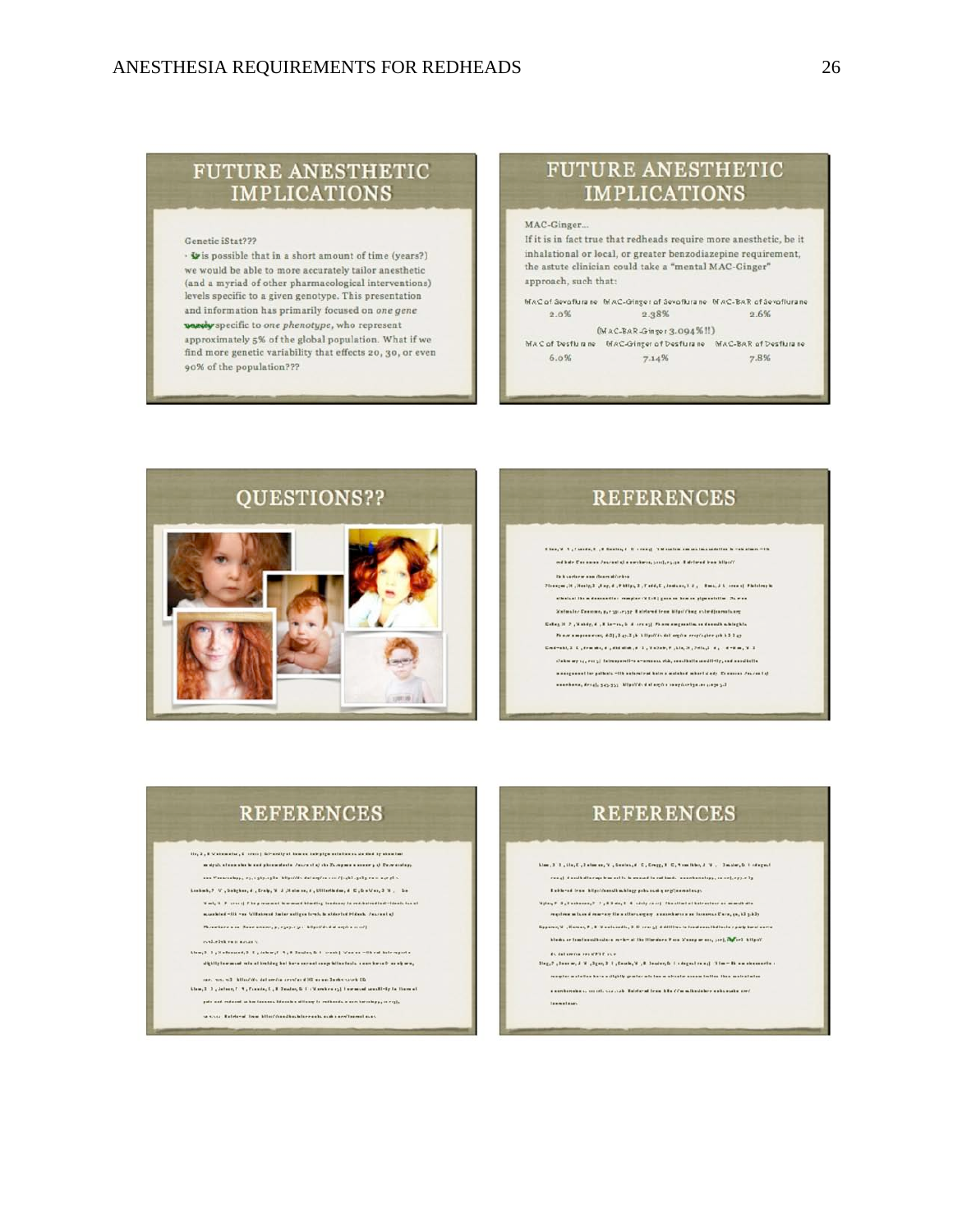## FUTURE ANESTHETIC IMPLICATIONS

Genetic iStat???

- It is possible that in a short amount of time (years?) we would be able to more accurately tailor anesthetic (and a myriad of other pharmacological interventions) levels specific to a given genotype. This presentation and information has primarily focused on *one gene* specific to *one phenotype*, who represent approximately 5% of the global population. What if we find more genetic variability that effects 20, 30, or even 90% of the population???

## FUTURE ANESTHETIC IMPLICATIONS

MAC-Ginger…

If it is in fact true that redheads require more anesthetic, be it inhalational or local, or greater benzodiazepine requirement, the astute clinician could take a "mental MAC-Ginger" approach, such that:

| MAC of Sevoflurane | MAC-Ginger of Sevoflurane | MAC-BAR of Sevoflurane |
|---|---|---|
| 2.0% | 2.38% | 2.6% |
| | (MAC-BAR-Ginger 3.094%!!) | |
| MAC of Desflurane | MAC-Ginger of Desflurane | MAC-BAR of Desflurane |
| 6.0% | 7.14% | 7.8% |

## QUESTIONS??

## REFERENCES

## REFERENCES

## REFERENCES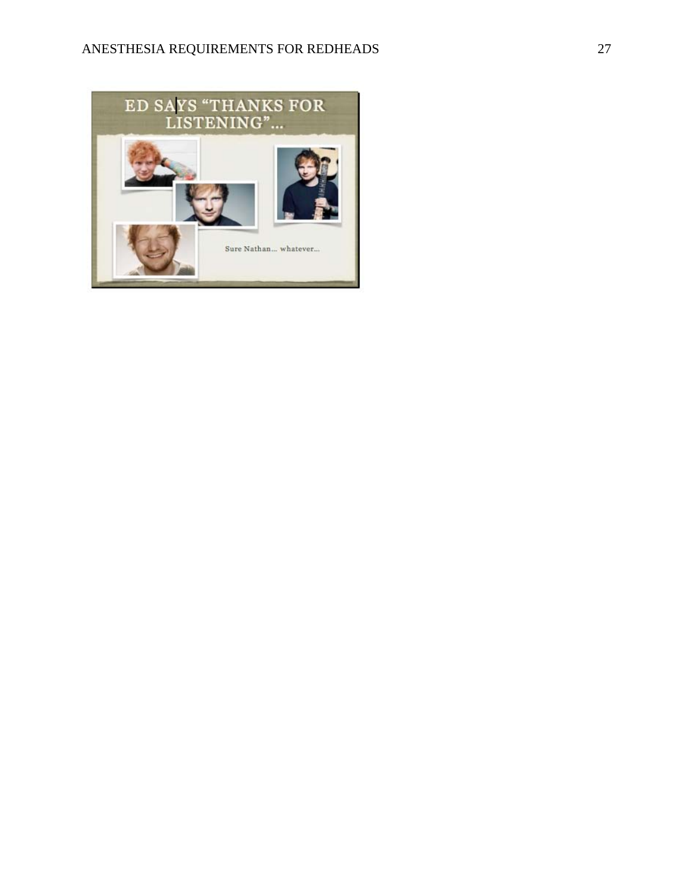ED SAYS "THANKS FOR LISTENING"...

Sure Nathan... whatever...